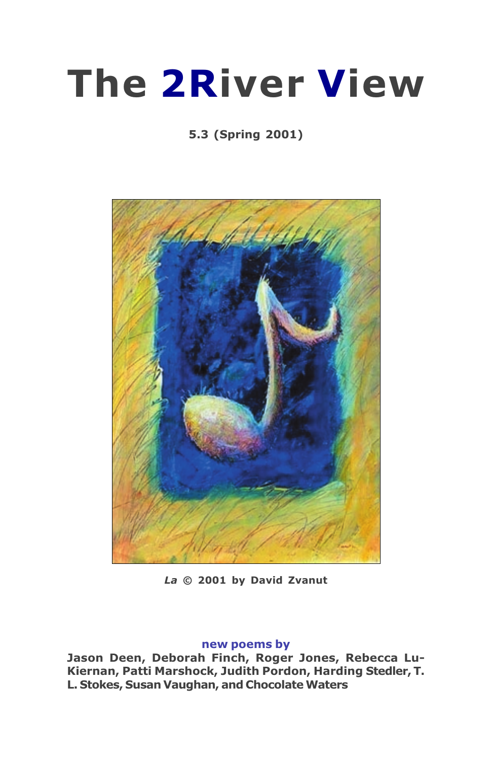# The 2River View

**5.3 (Spring 2001)**

*La* © 2001 by David Zvanut

**new poems by**

**Jason Deen, Deborah Finch, Roger Jones, Rebecca Lu-Kiernan, Patti Marshock, Judith Pordon, Harding Stedler, T. L. Stokes, Susan Vaughan, and Chocolate Waters**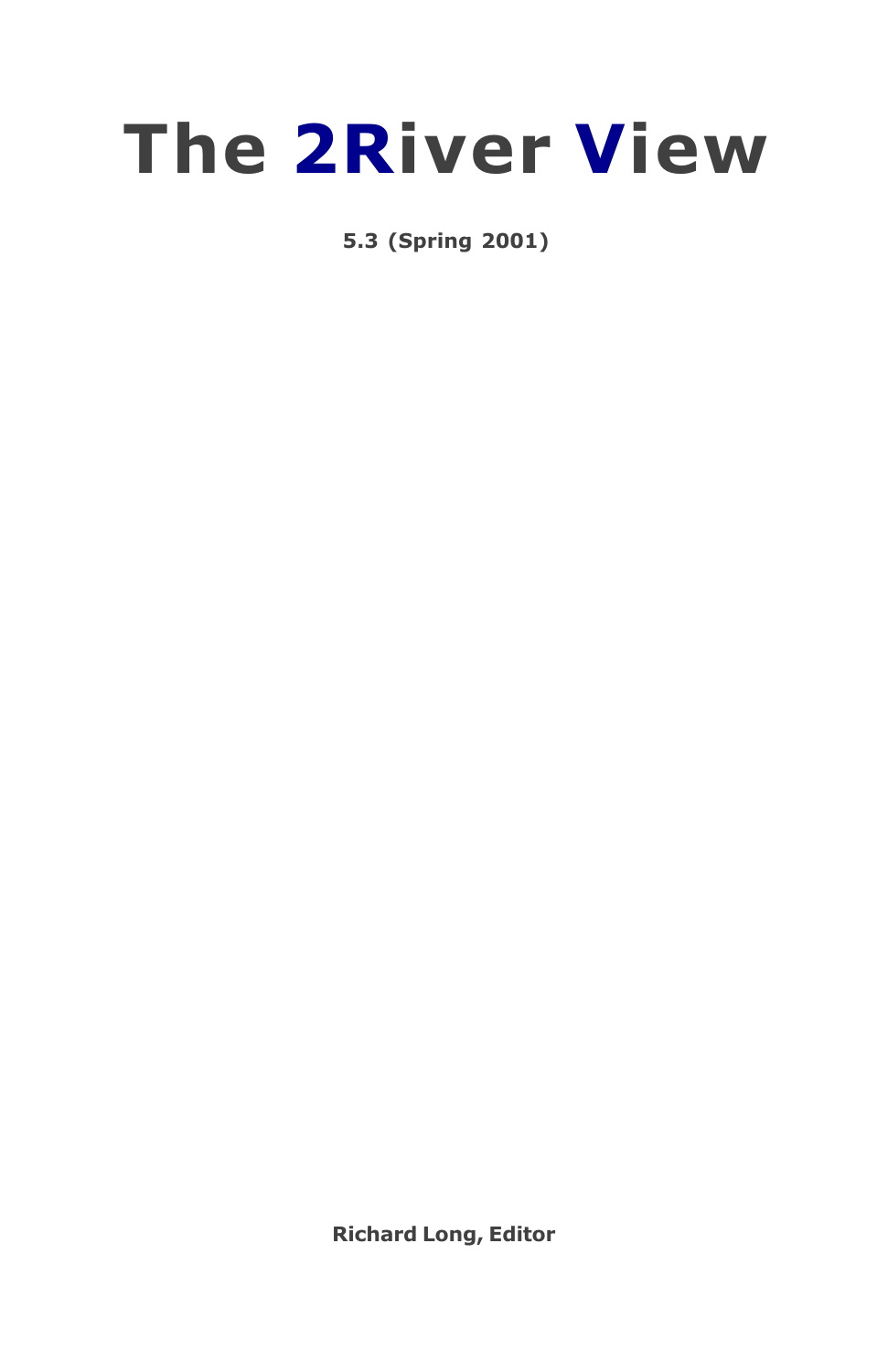# The 2River View

**5.3 (Spring 2001)**

**Richard Long, Editor**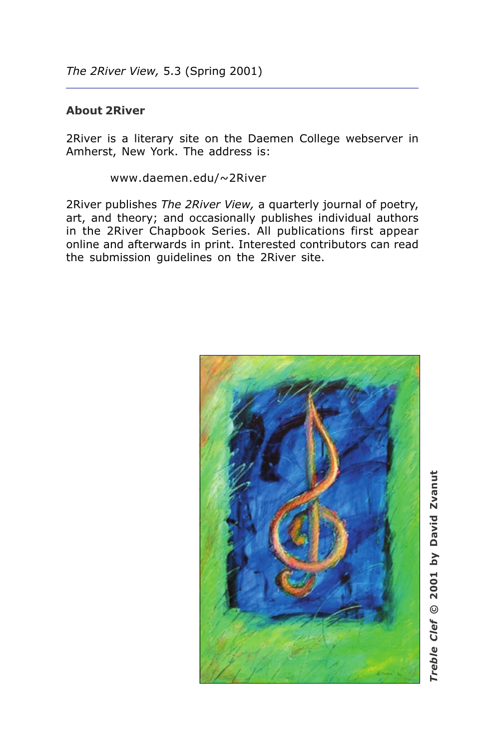## About 2River

2River is a literary site on the Daemen College webserver in Amherst, New York. The address is:

www.daemen.edu/~2River

2River publishes *The 2River View,* a quarterly journal of poetry, art, and theory; and occasionally publishes individual authors in the 2River Chapbook Series. All publications first appear online and afterwards in print. Interested contributors can read the submission guidelines on the 2River site.

***Treble Clef* © 2001 by David Zvanut**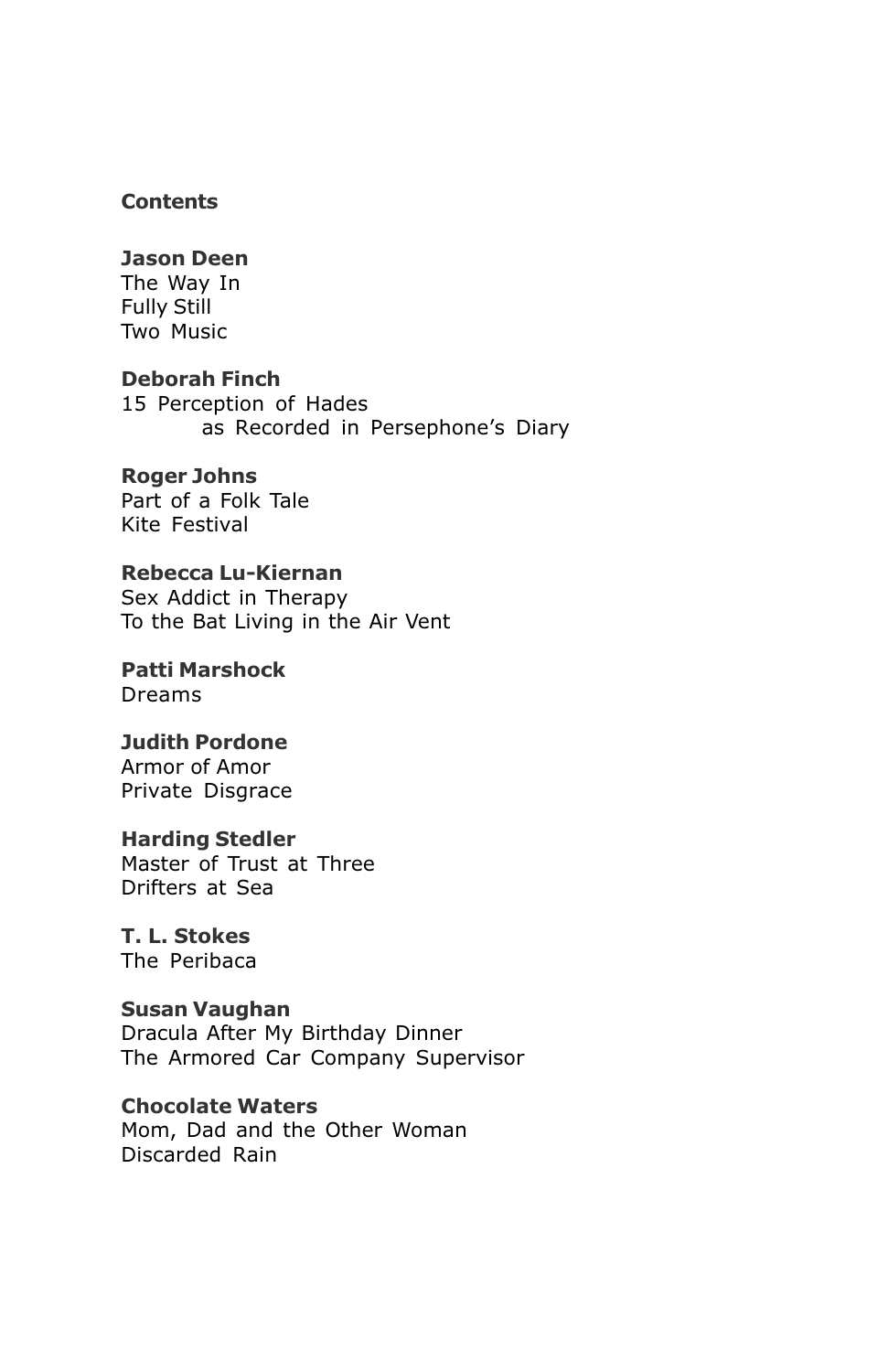**Contents**

**Jason Deen**
The Way In
Fully Still
Two Music

**Deborah Finch**
15 Perception of Hades
as Recorded in Persephone's Diary

**Roger Johns**
Part of a Folk Tale
Kite Festival

**Rebecca Lu-Kiernan**
Sex Addict in Therapy
To the Bat Living in the Air Vent

**Patti Marshock**
Dreams

**Judith Pordone**
Armor of Amor
Private Disgrace

**Harding Stedler**
Master of Trust at Three
Drifters at Sea

**T. L. Stokes**
The Peribaca

**Susan Vaughan**
Dracula After My Birthday Dinner
The Armored Car Company Supervisor

**Chocolate Waters**
Mom, Dad and the Other Woman
Discarded Rain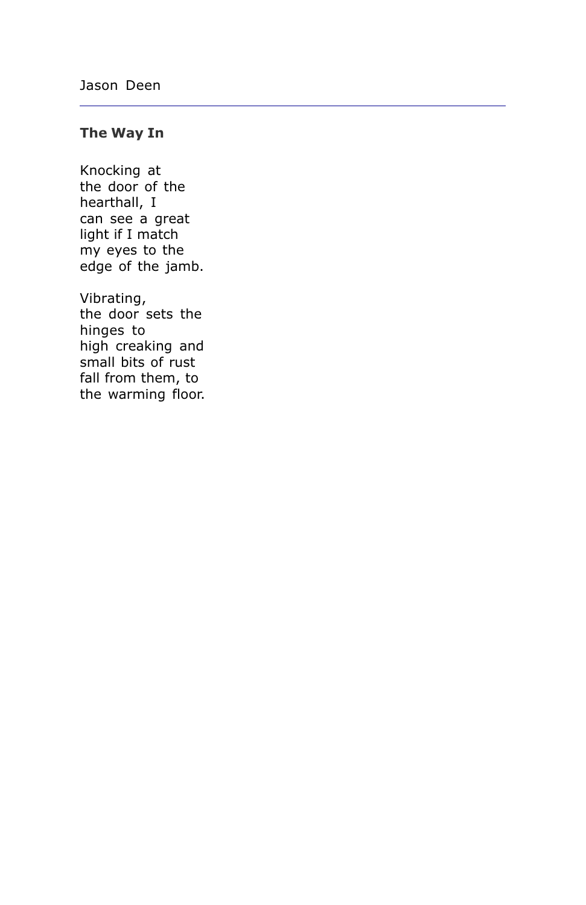Jason Deen

---

### The Way In

Knocking at  
the door of the  
hearthall, I  
can see a great  
light if I match  
my eyes to the  
edge of the jamb.

Vibrating,  
the door sets the  
hinges to  
high creaking and  
small bits of rust  
fall from them, to  
the warming floor.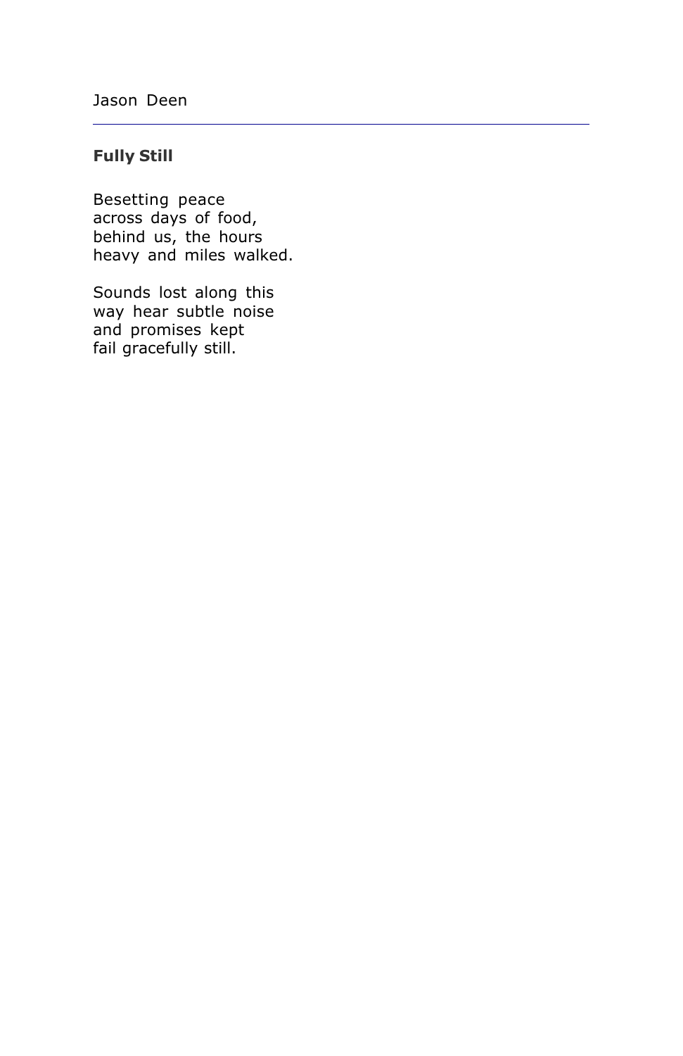Jason Deen

---

### Fully Still

Besetting peace  
across days of food,  
behind us, the hours  
heavy and miles walked.

Sounds lost along this  
way hear subtle noise  
and promises kept  
fail gracefully still.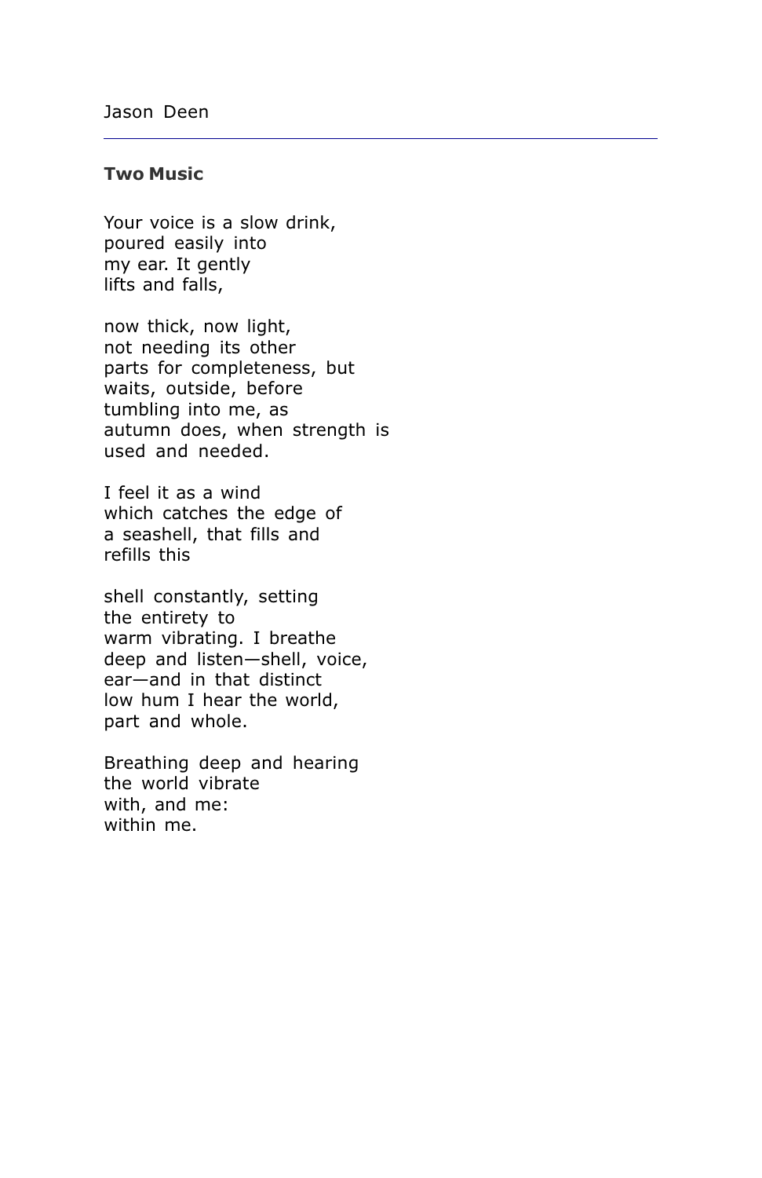Jason Deen

---

### Two Music

Your voice is a slow drink,  
poured easily into  
my ear. It gently  
lifts and falls,

now thick, now light,  
not needing its other  
parts for completeness, but  
waits, outside, before  
tumbling into me, as  
autumn does, when strength is  
used and needed.

I feel it as a wind  
which catches the edge of  
a seashell, that fills and  
refills this

shell constantly, setting  
the entirety to  
warm vibrating. I breathe  
deep and listen—shell, voice,  
ear—and in that distinct  
low hum I hear the world,  
part and whole.

Breathing deep and hearing  
the world vibrate  
with, and me:  
within me.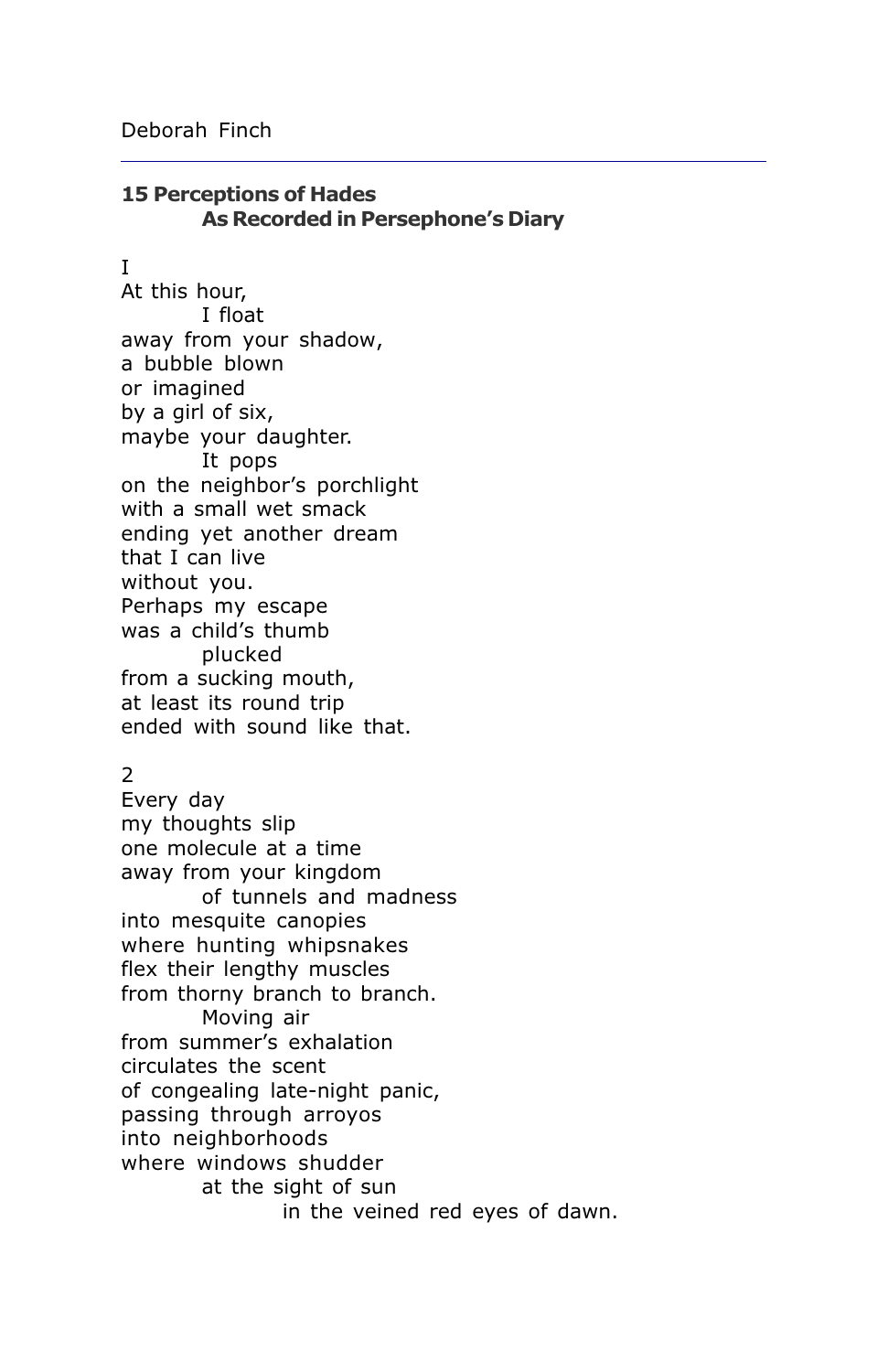Deborah Finch

---

## 15 Perceptions of Hades
### As Recorded in Persephone's Diary

I
At this hour,
        I float
away from your shadow,
a bubble blown
or imagined
by a girl of six,
maybe your daughter.
        It pops
on the neighbor's porchlight
with a small wet smack
ending yet another dream
that I can live
without you.
Perhaps my escape
was a child's thumb
        plucked
from a sucking mouth,
at least its round trip
ended with sound like that.

2
Every day
my thoughts slip
one molecule at a time
away from your kingdom
        of tunnels and madness
into mesquite canopies
where hunting whipsnakes
flex their lengthy muscles
from thorny branch to branch.
        Moving air
from summer's exhalation
circulates the scent
of congealing late-night panic,
passing through arroyos
into neighborhoods
where windows shudder
        at the sight of sun
                in the veined red eyes of dawn.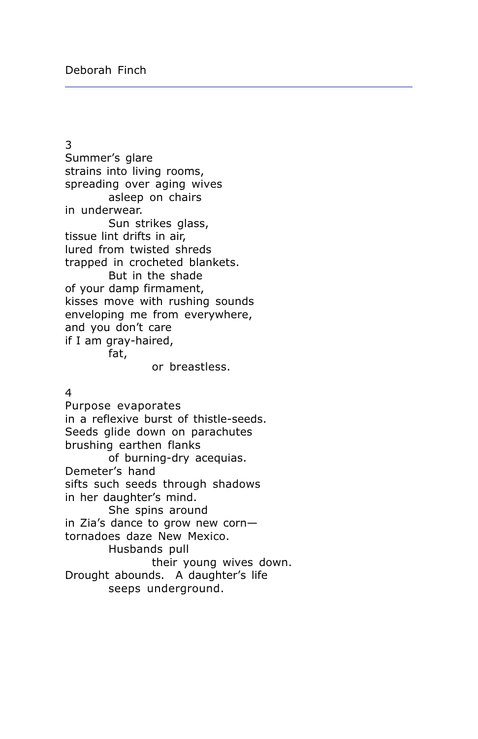3

Summer's glare  
strains into living rooms,  
spreading over aging wives  
        asleep on chairs  
in underwear.  
        Sun strikes glass,  
tissue lint drifts in air,  
lured from twisted shreds  
trapped in crocheted blankets.  
        But in the shade  
of your damp firmament,  
kisses move with rushing sounds  
enveloping me from everywhere,  
and you don't care  
if I am gray-haired,  
        fat,  
                or breastless.

4

Purpose evaporates  
in a reflexive burst of thistle-seeds.  
Seeds glide down on parachutes  
brushing earthen flanks  
        of burning-dry acequias.  
Demeter's hand  
sifts such seeds through shadows  
in her daughter's mind.  
        She spins around  
in Zia's dance to grow new corn—  
tornadoes daze New Mexico.  
        Husbands pull  
                their young wives down.  
Drought abounds.  A daughter's life  
        seeps underground.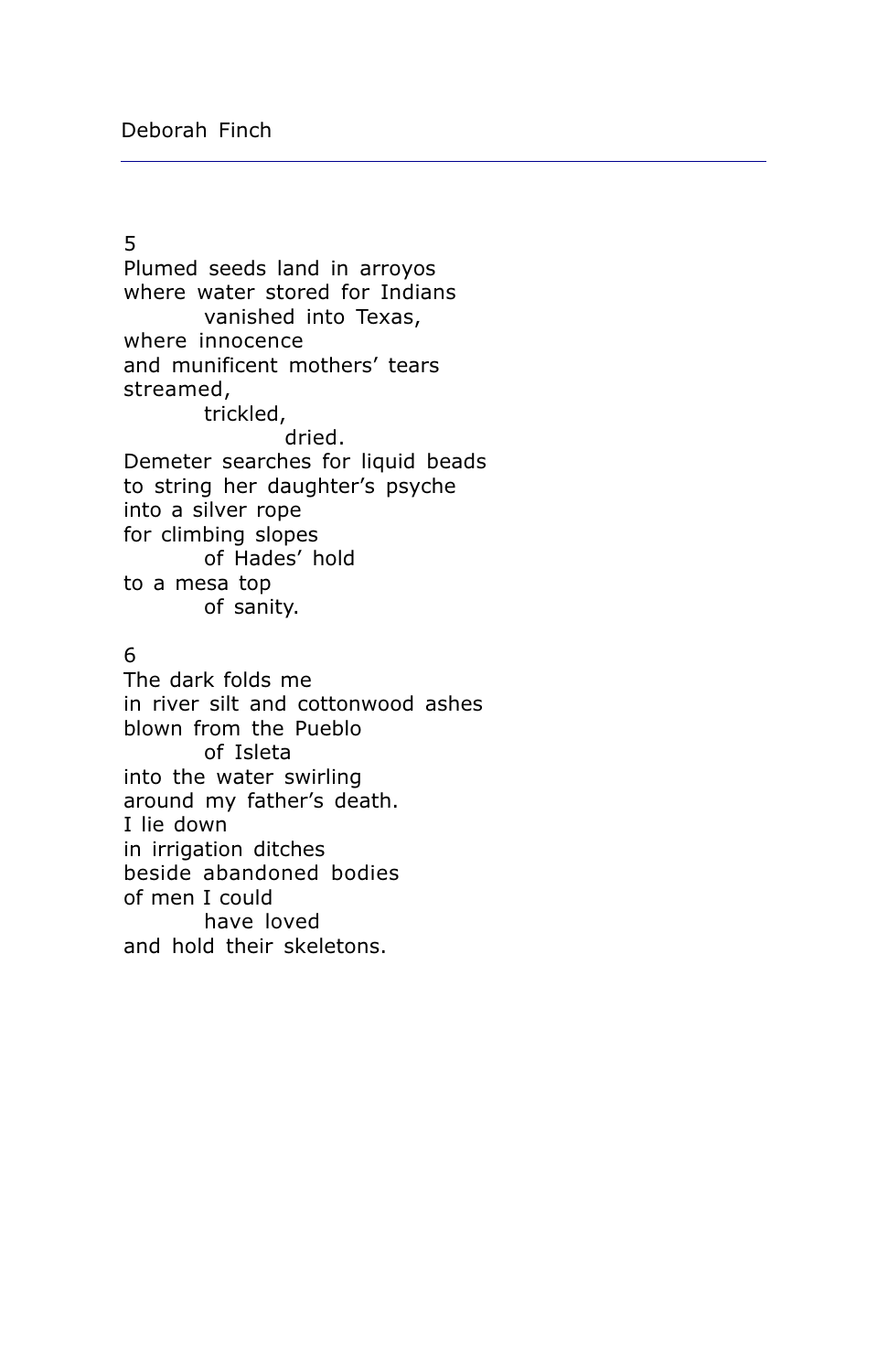5

Plumed seeds land in arroyos  
where water stored for Indians  
&nbsp;&nbsp;&nbsp;&nbsp;&nbsp;&nbsp;&nbsp;&nbsp;vanished into Texas,  
where innocence  
and munificent mothers' tears  
streamed,  
&nbsp;&nbsp;&nbsp;&nbsp;&nbsp;&nbsp;&nbsp;&nbsp;trickled,  
&nbsp;&nbsp;&nbsp;&nbsp;&nbsp;&nbsp;&nbsp;&nbsp;&nbsp;&nbsp;&nbsp;&nbsp;&nbsp;&nbsp;&nbsp;&nbsp;dried.  
Demeter searches for liquid beads  
to string her daughter's psyche  
into a silver rope  
for climbing slopes  
&nbsp;&nbsp;&nbsp;&nbsp;&nbsp;&nbsp;&nbsp;&nbsp;of Hades' hold  
to a mesa top  
&nbsp;&nbsp;&nbsp;&nbsp;&nbsp;&nbsp;&nbsp;&nbsp;of sanity.

6

The dark folds me  
in river silt and cottonwood ashes  
blown from the Pueblo  
&nbsp;&nbsp;&nbsp;&nbsp;&nbsp;&nbsp;&nbsp;&nbsp;of Isleta  
into the water swirling  
around my father's death.  
I lie down  
in irrigation ditches  
beside abandoned bodies  
of men I could  
&nbsp;&nbsp;&nbsp;&nbsp;&nbsp;&nbsp;&nbsp;&nbsp;have loved  
and hold their skeletons.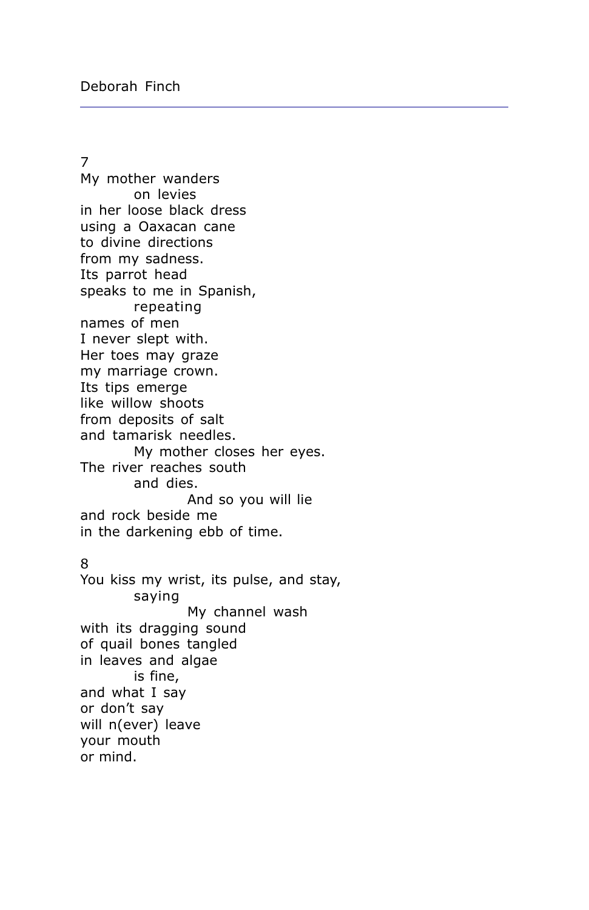7

My mother wanders  
        on levies  
in her loose black dress  
using a Oaxacan cane  
to divine directions  
from my sadness.  
Its parrot head  
speaks to me in Spanish,  
        repeating  
names of men  
I never slept with.  
Her toes may graze  
my marriage crown.  
Its tips emerge  
like willow shoots  
from deposits of salt  
and tamarisk needles.  
        My mother closes her eyes.  
The river reaches south  
        and dies.  
                And so you will lie  
and rock beside me  
in the darkening ebb of time.

8

You kiss my wrist, its pulse, and stay,  
        saying  
                My channel wash  
with its dragging sound  
of quail bones tangled  
in leaves and algae  
        is fine,  
and what I say  
or don't say  
will n(ever) leave  
your mouth  
or mind.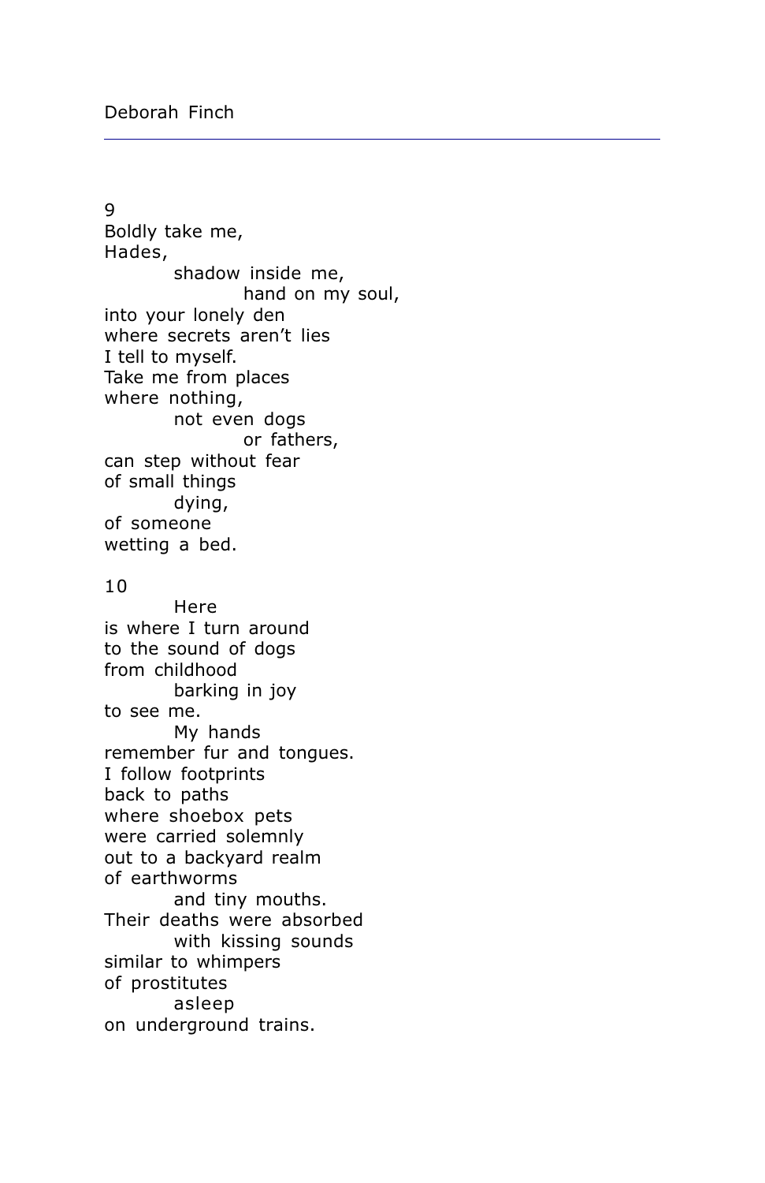9

Boldly take me,
Hades,
        shadow inside me,
                hand on my soul,
into your lonely den
where secrets aren't lies
I tell to myself.
Take me from places
where nothing,
        not even dogs
                or fathers,
can step without fear
of small things
        dying,
of someone
wetting a bed.

10

        Here
is where I turn around
to the sound of dogs
from childhood
        barking in joy
to see me.
        My hands
remember fur and tongues.
I follow footprints
back to paths
where shoebox pets
were carried solemnly
out to a backyard realm
of earthworms
        and tiny mouths.
Their deaths were absorbed
        with kissing sounds
similar to whimpers
of prostitutes
        asleep
on underground trains.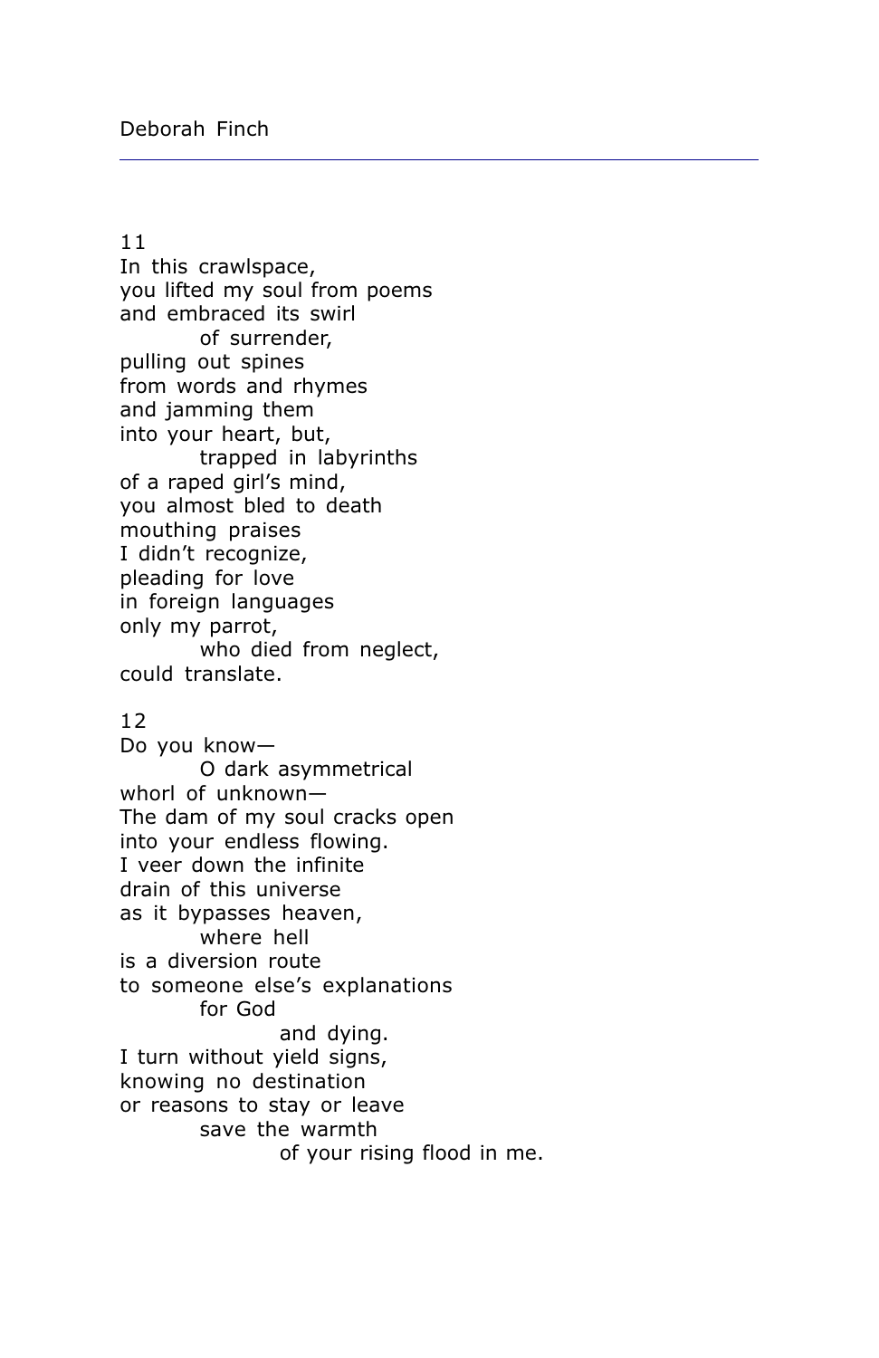11

In this crawlspace,  
you lifted my soul from poems  
and embraced its swirl  
&nbsp;&nbsp;&nbsp;&nbsp;&nbsp;&nbsp;&nbsp;&nbsp;of surrender,  
pulling out spines  
from words and rhymes  
and jamming them  
into your heart, but,  
&nbsp;&nbsp;&nbsp;&nbsp;&nbsp;&nbsp;&nbsp;&nbsp;trapped in labyrinths  
of a raped girl's mind,  
you almost bled to death  
mouthing praises  
I didn't recognize,  
pleading for love  
in foreign languages  
only my parrot,  
&nbsp;&nbsp;&nbsp;&nbsp;&nbsp;&nbsp;&nbsp;&nbsp;who died from neglect,  
could translate.

12

Do you know—  
&nbsp;&nbsp;&nbsp;&nbsp;&nbsp;&nbsp;&nbsp;&nbsp;O dark asymmetrical  
whorl of unknown—  
The dam of my soul cracks open  
into your endless flowing.  
I veer down the infinite  
drain of this universe  
as it bypasses heaven,  
&nbsp;&nbsp;&nbsp;&nbsp;&nbsp;&nbsp;&nbsp;&nbsp;where hell  
is a diversion route  
to someone else's explanations  
&nbsp;&nbsp;&nbsp;&nbsp;&nbsp;&nbsp;&nbsp;&nbsp;for God  
&nbsp;&nbsp;&nbsp;&nbsp;&nbsp;&nbsp;&nbsp;&nbsp;&nbsp;&nbsp;&nbsp;&nbsp;&nbsp;&nbsp;&nbsp;&nbsp;and dying.  
I turn without yield signs,  
knowing no destination  
or reasons to stay or leave  
&nbsp;&nbsp;&nbsp;&nbsp;&nbsp;&nbsp;&nbsp;&nbsp;save the warmth  
&nbsp;&nbsp;&nbsp;&nbsp;&nbsp;&nbsp;&nbsp;&nbsp;&nbsp;&nbsp;&nbsp;&nbsp;&nbsp;&nbsp;&nbsp;&nbsp;of your rising flood in me.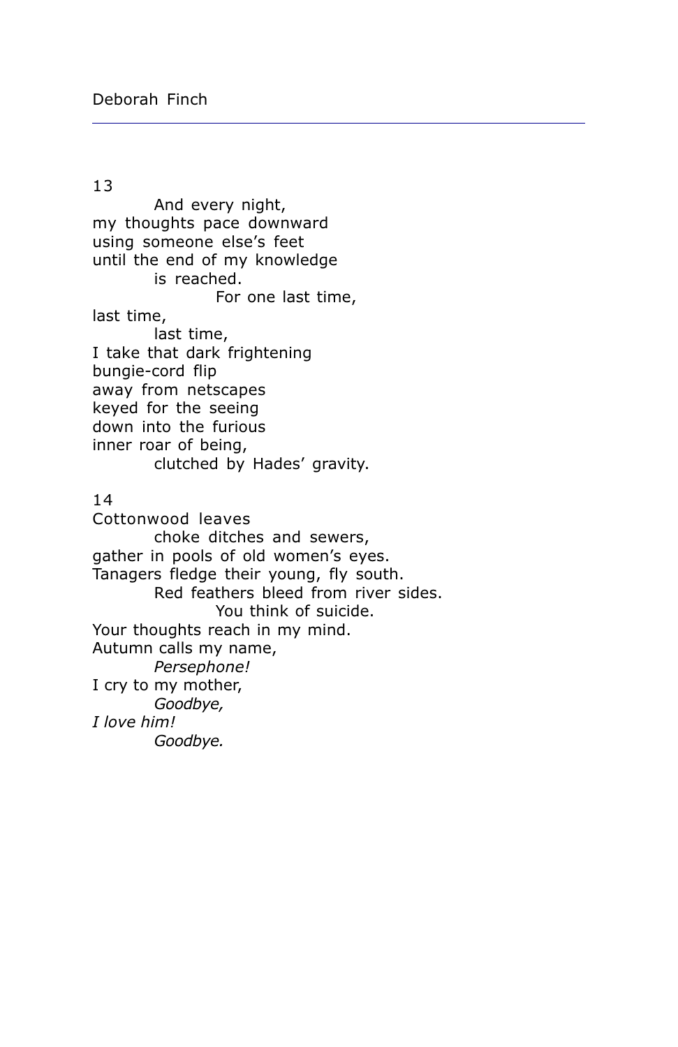13

And every night,
my thoughts pace downward
using someone else's feet
until the end of my knowledge
is reached.
For one last time,
last time,
last time,
I take that dark frightening
bungie-cord flip
away from netscapes
keyed for the seeing
down into the furious
inner roar of being,
clutched by Hades' gravity.

14

Cottonwood leaves
choke ditches and sewers,
gather in pools of old women's eyes.
Tanagers fledge their young, fly south.
Red feathers bleed from river sides.
You think of suicide.
Your thoughts reach in my mind.
Autumn calls my name,
*Persephone!*
I cry to my mother,
*Goodbye,*
*I love him!*
*Goodbye.*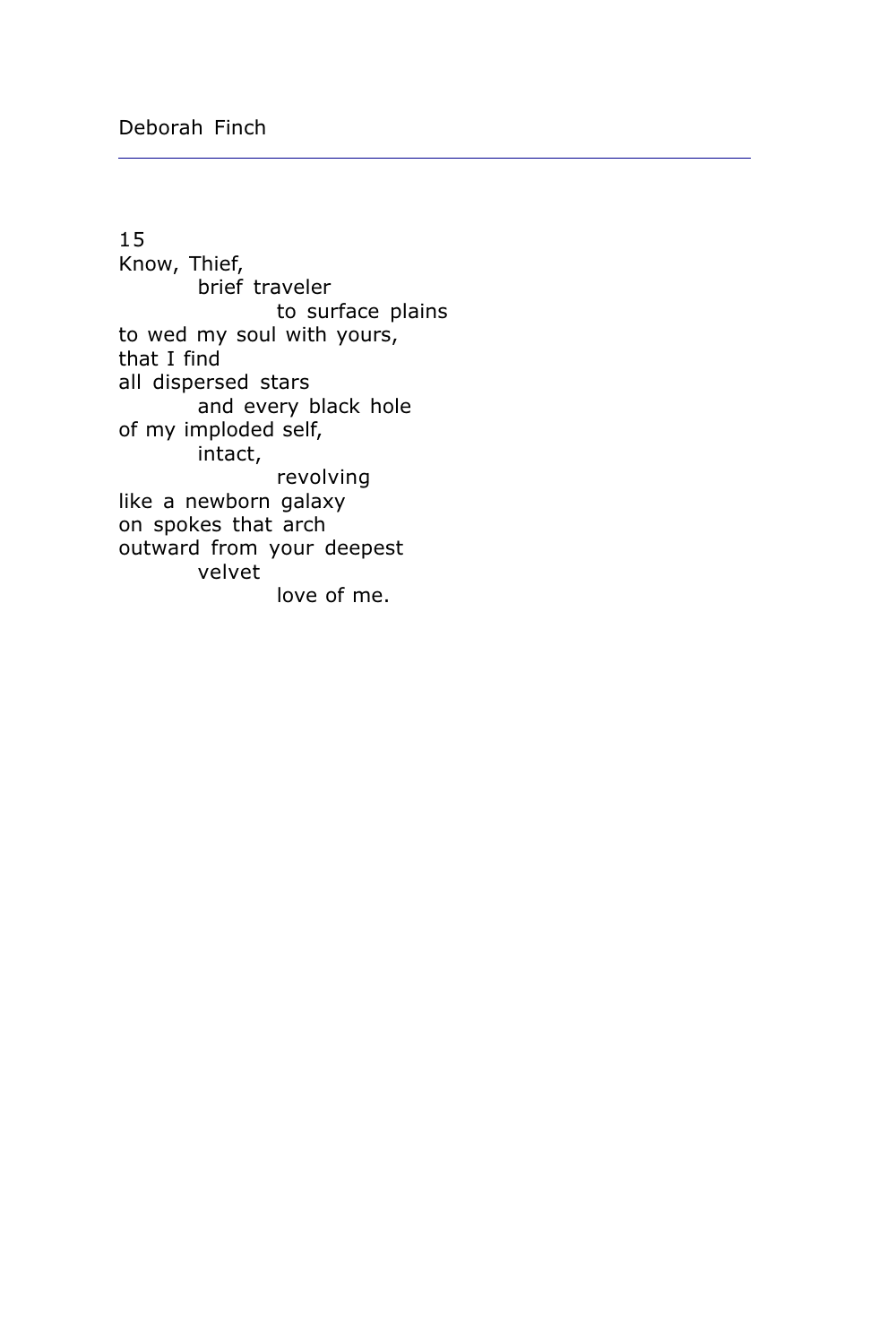15

Know, Thief,
&nbsp;&nbsp;&nbsp;&nbsp;&nbsp;&nbsp;&nbsp;&nbsp;brief traveler
&nbsp;&nbsp;&nbsp;&nbsp;&nbsp;&nbsp;&nbsp;&nbsp;&nbsp;&nbsp;&nbsp;&nbsp;&nbsp;&nbsp;&nbsp;&nbsp;to surface plains
to wed my soul with yours,
that I find
all dispersed stars
&nbsp;&nbsp;&nbsp;&nbsp;&nbsp;&nbsp;&nbsp;&nbsp;and every black hole
of my imploded self,
&nbsp;&nbsp;&nbsp;&nbsp;&nbsp;&nbsp;&nbsp;&nbsp;intact,
&nbsp;&nbsp;&nbsp;&nbsp;&nbsp;&nbsp;&nbsp;&nbsp;&nbsp;&nbsp;&nbsp;&nbsp;&nbsp;&nbsp;&nbsp;&nbsp;revolving
like a newborn galaxy
on spokes that arch
outward from your deepest
&nbsp;&nbsp;&nbsp;&nbsp;&nbsp;&nbsp;&nbsp;&nbsp;velvet
&nbsp;&nbsp;&nbsp;&nbsp;&nbsp;&nbsp;&nbsp;&nbsp;&nbsp;&nbsp;&nbsp;&nbsp;&nbsp;&nbsp;&nbsp;&nbsp;love of me.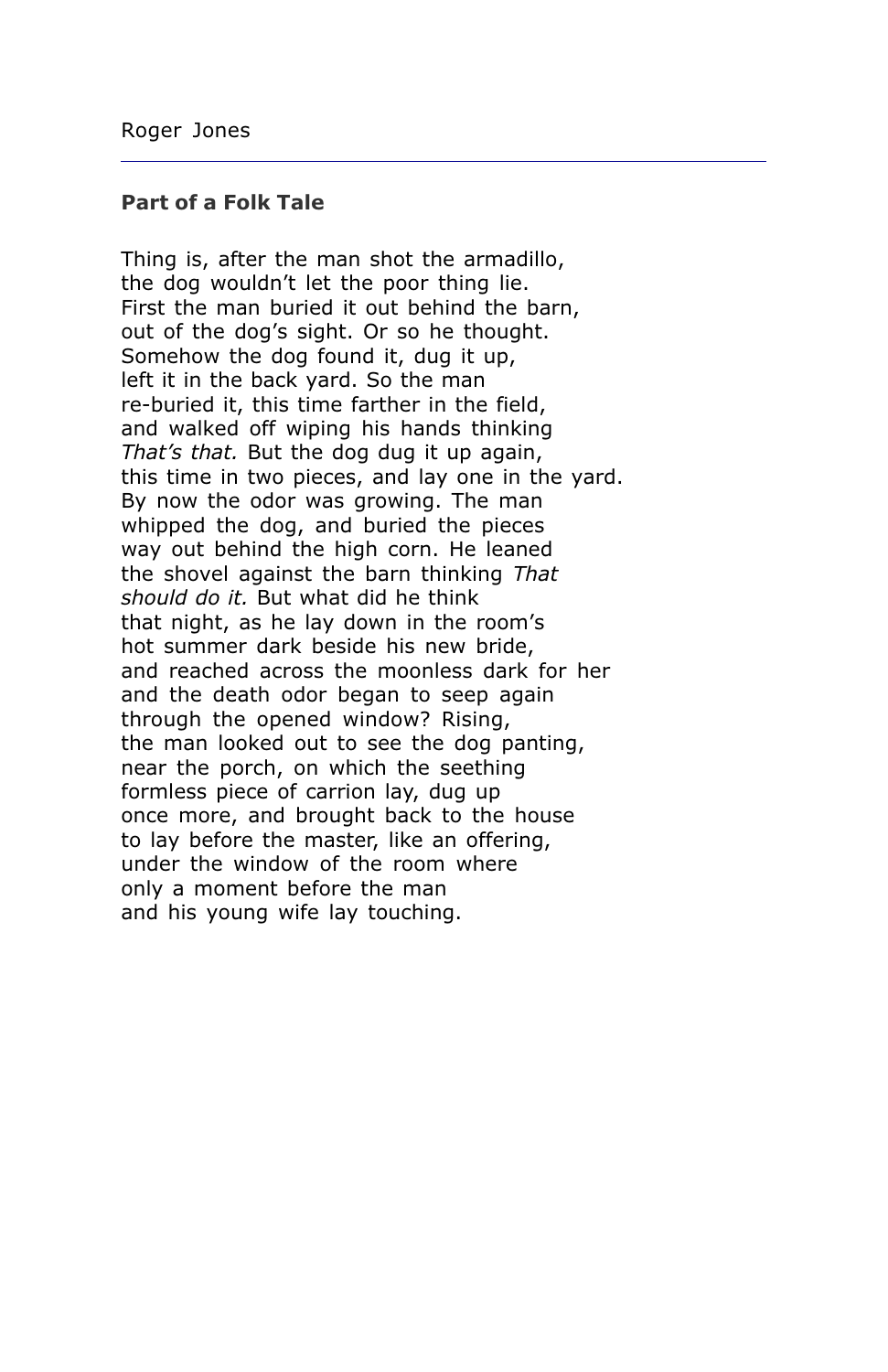Roger Jones

---

**Part of a Folk Tale**

Thing is, after the man shot the armadillo,
the dog wouldn't let the poor thing lie.
First the man buried it out behind the barn,
out of the dog's sight. Or so he thought.
Somehow the dog found it, dug it up,
left it in the back yard. So the man
re-buried it, this time farther in the field,
and walked off wiping his hands thinking
*That's that.* But the dog dug it up again,
this time in two pieces, and lay one in the yard.
By now the odor was growing. The man
whipped the dog, and buried the pieces
way out behind the high corn. He leaned
the shovel against the barn thinking *That
should do it.* But what did he think
that night, as he lay down in the room's
hot summer dark beside his new bride,
and reached across the moonless dark for her
and the death odor began to seep again
through the opened window? Rising,
the man looked out to see the dog panting,
near the porch, on which the seething
formless piece of carrion lay, dug up
once more, and brought back to the house
to lay before the master, like an offering,
under the window of the room where
only a moment before the man
and his young wife lay touching.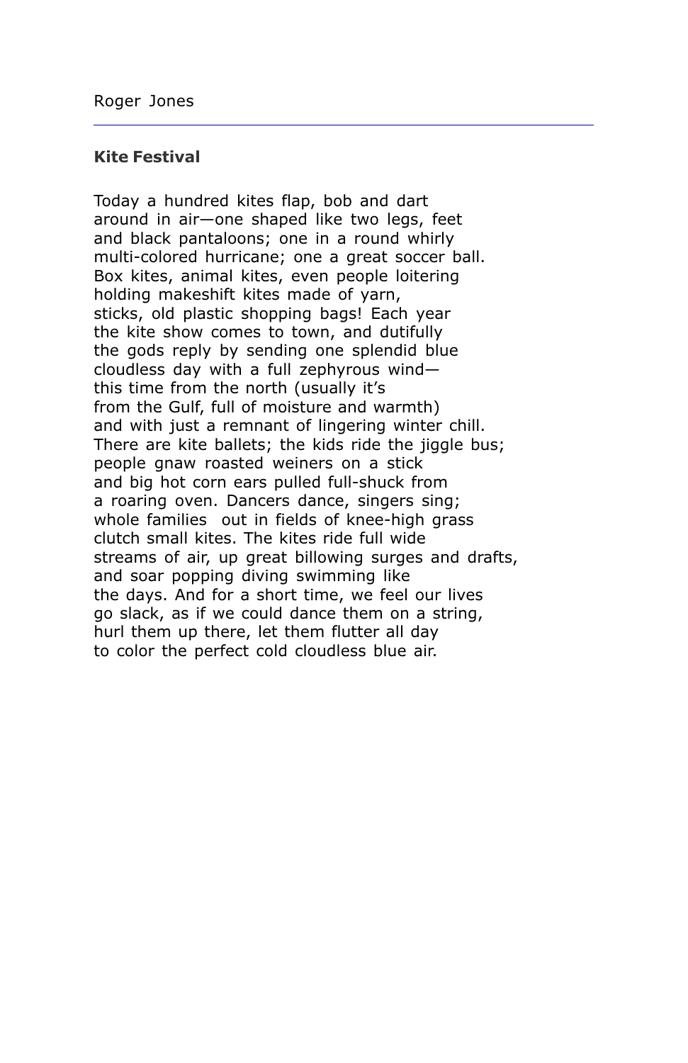Roger Jones

## Kite Festival

Today a hundred kites flap, bob and dart  
around in air—one shaped like two legs, feet  
and black pantaloons; one in a round whirly  
multi-colored hurricane; one a great soccer ball.  
Box kites, animal kites, even people loitering  
holding makeshift kites made of yarn,  
sticks, old plastic shopping bags! Each year  
the kite show comes to town, and dutifully  
the gods reply by sending one splendid blue  
cloudless day with a full zephyrous wind—  
this time from the north (usually it's  
from the Gulf, full of moisture and warmth)  
and with just a remnant of lingering winter chill.  
There are kite ballets; the kids ride the jiggle bus;  
people gnaw roasted weiners on a stick  
and big hot corn ears pulled full-shuck from  
a roaring oven. Dancers dance, singers sing;  
whole families  out in fields of knee-high grass  
clutch small kites. The kites ride full wide  
streams of air, up great billowing surges and drafts,  
and soar popping diving swimming like  
the days. And for a short time, we feel our lives  
go slack, as if we could dance them on a string,  
hurl them up there, let them flutter all day  
to color the perfect cold cloudless blue air.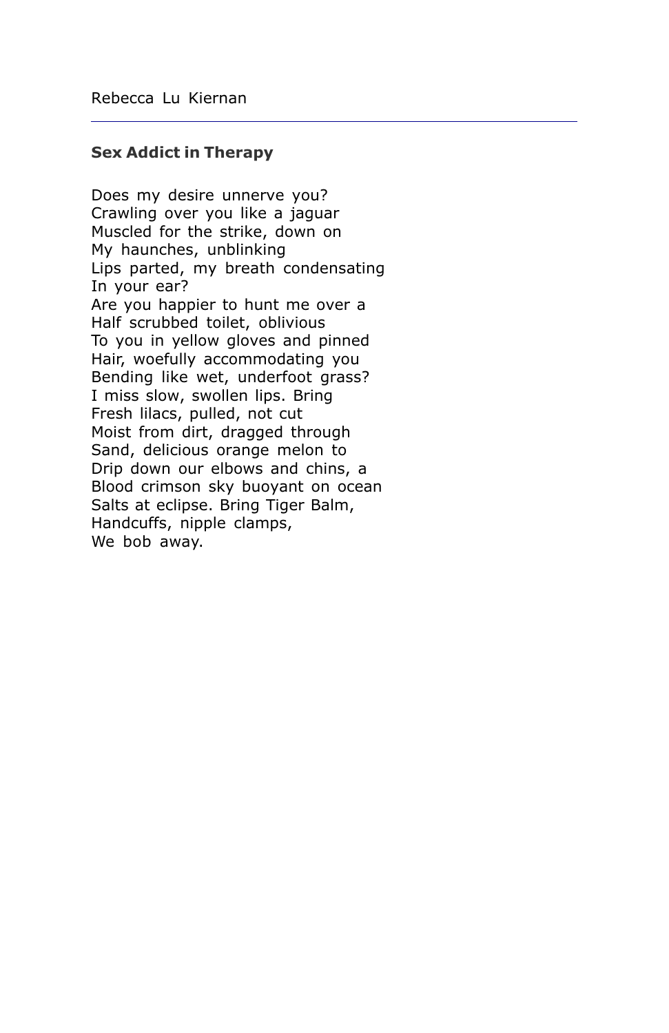Rebecca Lu Kiernan

---

**Sex Addict in Therapy**

Does my desire unnerve you?  
Crawling over you like a jaguar  
Muscled for the strike, down on  
My haunches, unblinking  
Lips parted, my breath condensating  
In your ear?  
Are you happier to hunt me over a  
Half scrubbed toilet, oblivious  
To you in yellow gloves and pinned  
Hair, woefully accommodating you  
Bending like wet, underfoot grass?  
I miss slow, swollen lips. Bring  
Fresh lilacs, pulled, not cut  
Moist from dirt, dragged through  
Sand, delicious orange melon to  
Drip down our elbows and chins, a  
Blood crimson sky buoyant on ocean  
Salts at eclipse. Bring Tiger Balm,  
Handcuffs, nipple clamps,  
We bob away.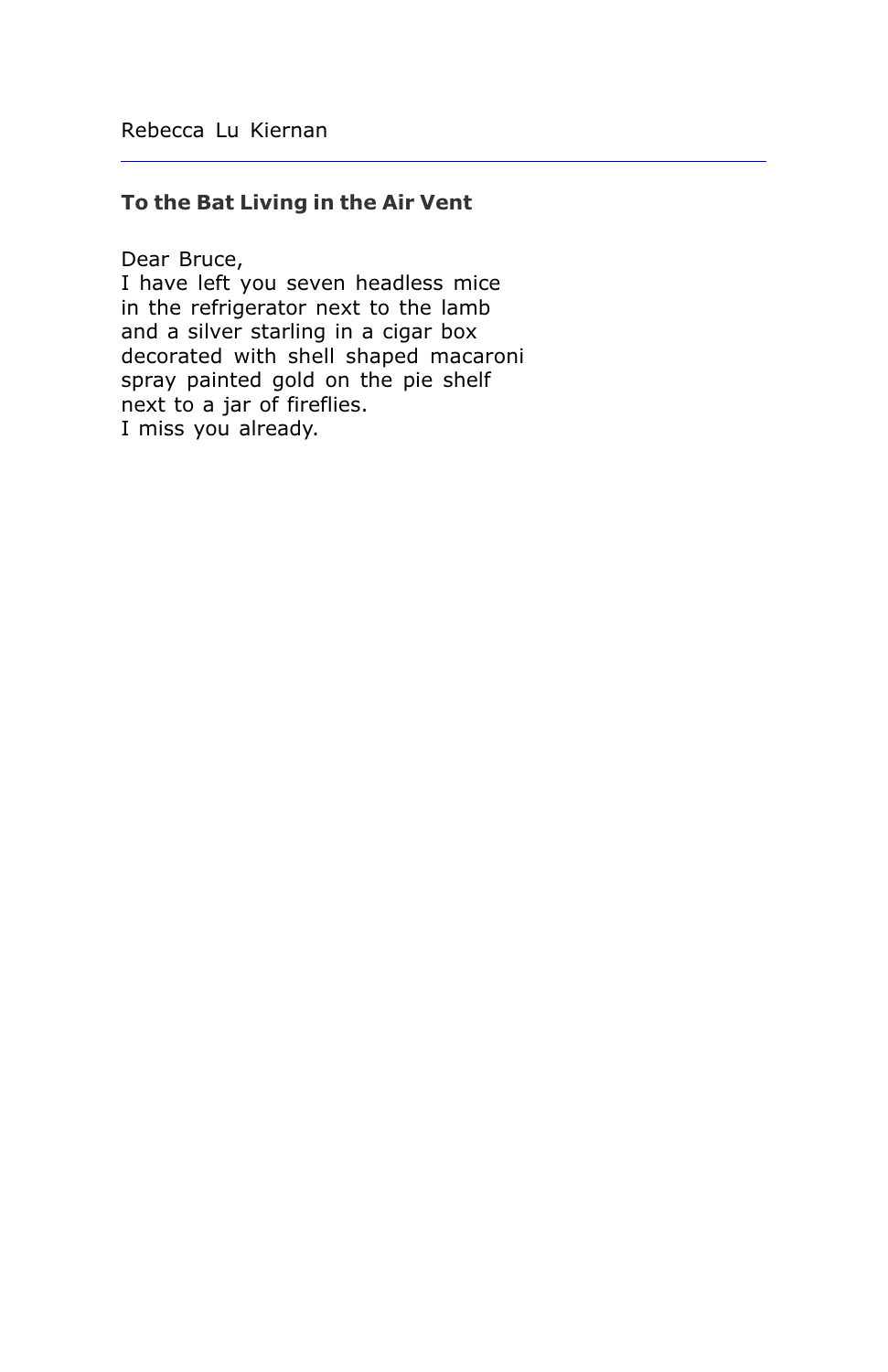Rebecca Lu Kiernan

---

**To the Bat Living in the Air Vent**

Dear Bruce,
I have left you seven headless mice
in the refrigerator next to the lamb
and a silver starling in a cigar box
decorated with shell shaped macaroni
spray painted gold on the pie shelf
next to a jar of fireflies.
I miss you already.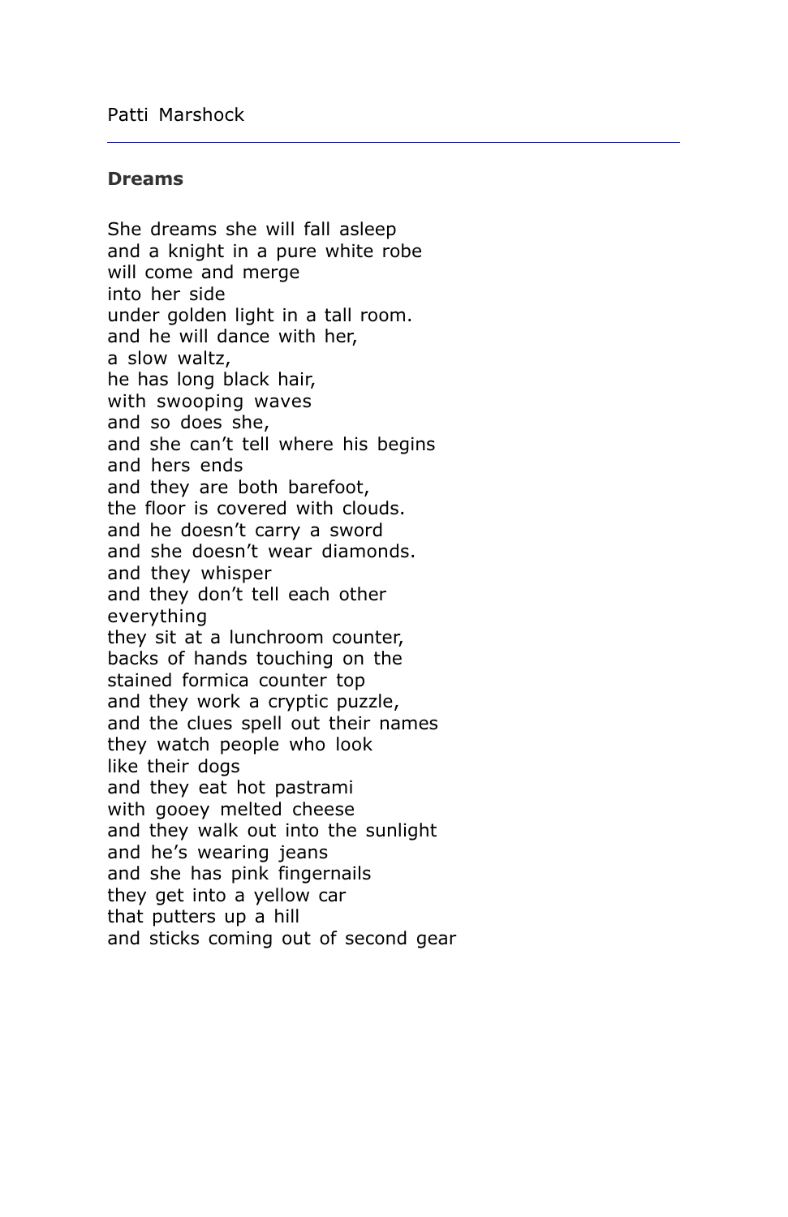Patti Marshock

---

**Dreams**

She dreams she will fall asleep  
and a knight in a pure white robe  
will come and merge  
into her side  
under golden light in a tall room.  
and he will dance with her,  
a slow waltz,  
he has long black hair,  
with swooping waves  
and so does she,  
and she can't tell where his begins  
and hers ends  
and they are both barefoot,  
the floor is covered with clouds.  
and he doesn't carry a sword  
and she doesn't wear diamonds.  
and they whisper  
and they don't tell each other  
everything  
they sit at a lunchroom counter,  
backs of hands touching on the  
stained formica counter top  
and they work a cryptic puzzle,  
and the clues spell out their names  
they watch people who look  
like their dogs  
and they eat hot pastrami  
with gooey melted cheese  
and they walk out into the sunlight  
and he's wearing jeans  
and she has pink fingernails  
they get into a yellow car  
that putters up a hill  
and sticks coming out of second gear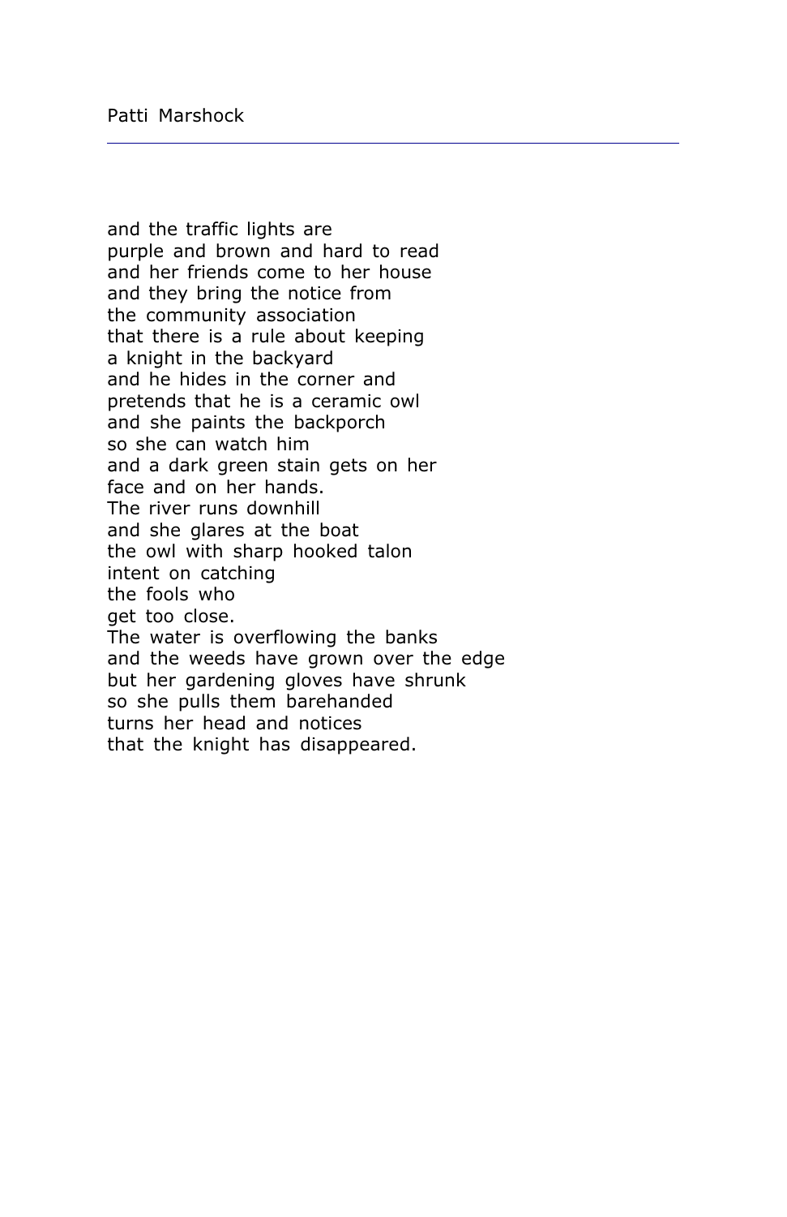and the traffic lights are
purple and brown and hard to read
and her friends come to her house
and they bring the notice from
the community association
that there is a rule about keeping
a knight in the backyard
and he hides in the corner and
pretends that he is a ceramic owl
and she paints the backporch
so she can watch him
and a dark green stain gets on her
face and on her hands.
The river runs downhill
and she glares at the boat
the owl with sharp hooked talon
intent on catching
the fools who
get too close.
The water is overflowing the banks
and the weeds have grown over the edge
but her gardening gloves have shrunk
so she pulls them barehanded
turns her head and notices
that the knight has disappeared.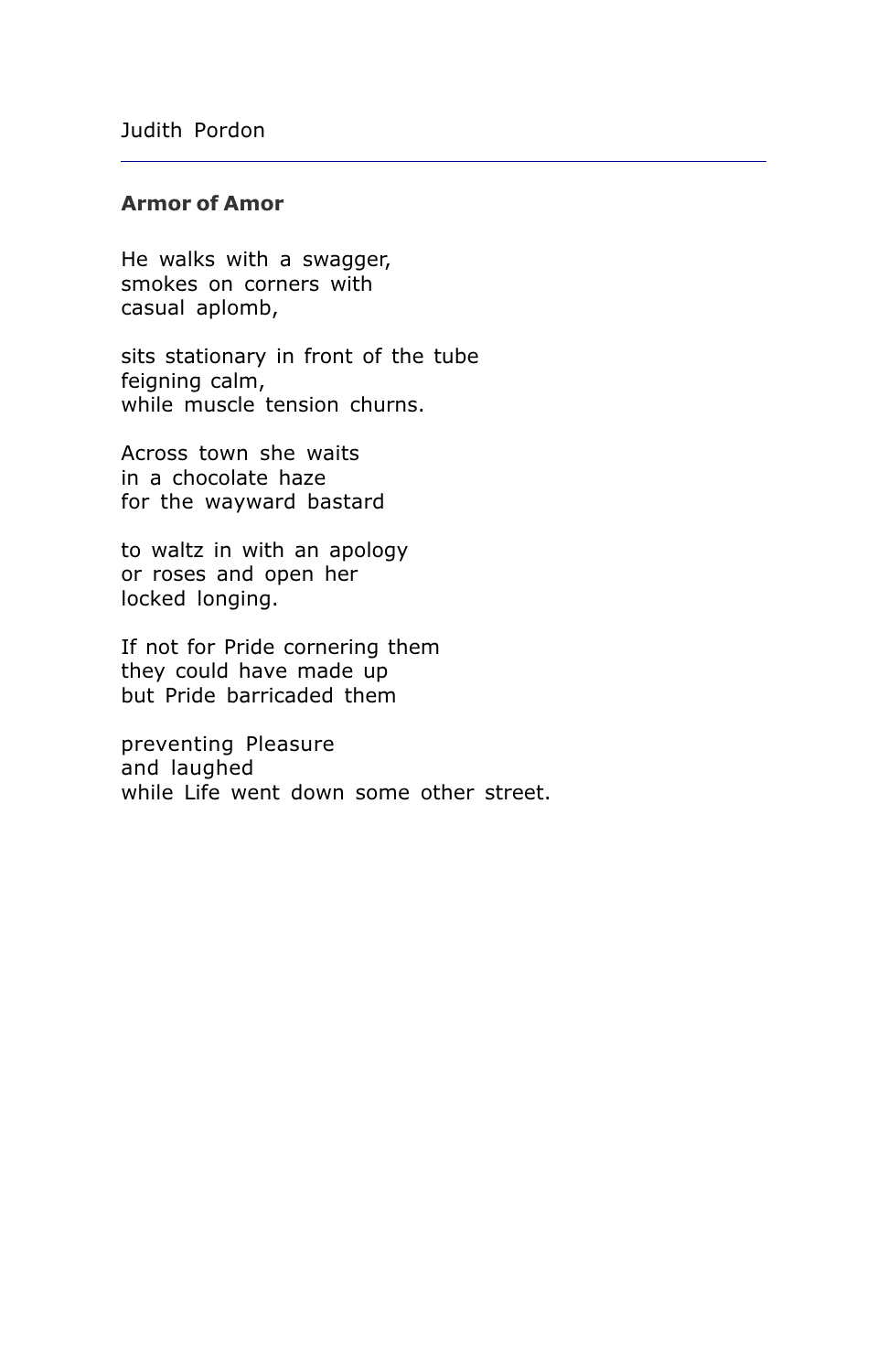Judith Pordon

---

**Armor of Amor**

He walks with a swagger,  
smokes on corners with  
casual aplomb,

sits stationary in front of the tube  
feigning calm,  
while muscle tension churns.

Across town she waits  
in a chocolate haze  
for the wayward bastard

to waltz in with an apology  
or roses and open her  
locked longing.

If not for Pride cornering them  
they could have made up  
but Pride barricaded them

preventing Pleasure  
and laughed  
while Life went down some other street.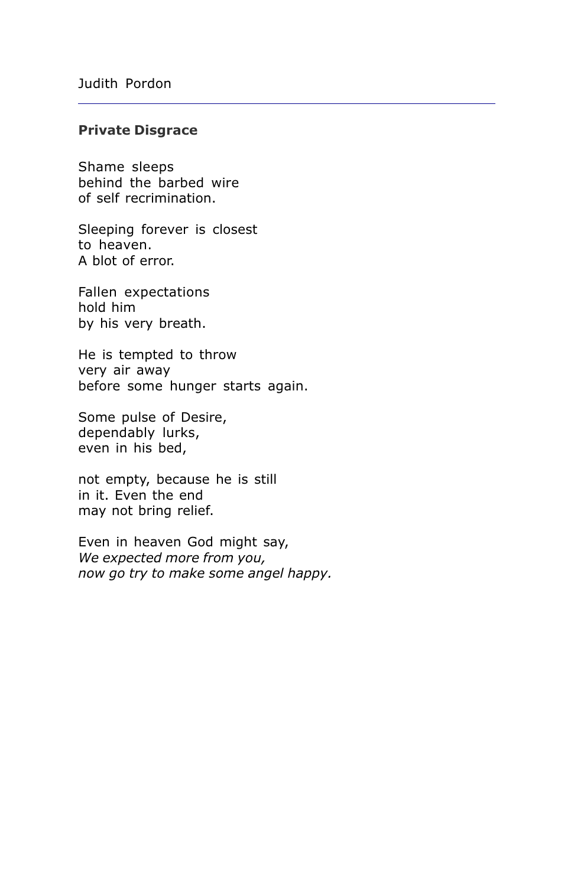Judith Pordon

---

**Private Disgrace**

Shame sleeps  
behind the barbed wire  
of self recrimination.

Sleeping forever is closest  
to heaven.  
A blot of error.

Fallen expectations  
hold him  
by his very breath.

He is tempted to throw  
very air away  
before some hunger starts again.

Some pulse of Desire,  
dependably lurks,  
even in his bed,

not empty, because he is still  
in it. Even the end  
may not bring relief.

Even in heaven God might say,  
*We expected more from you,*  
*now go try to make some angel happy.*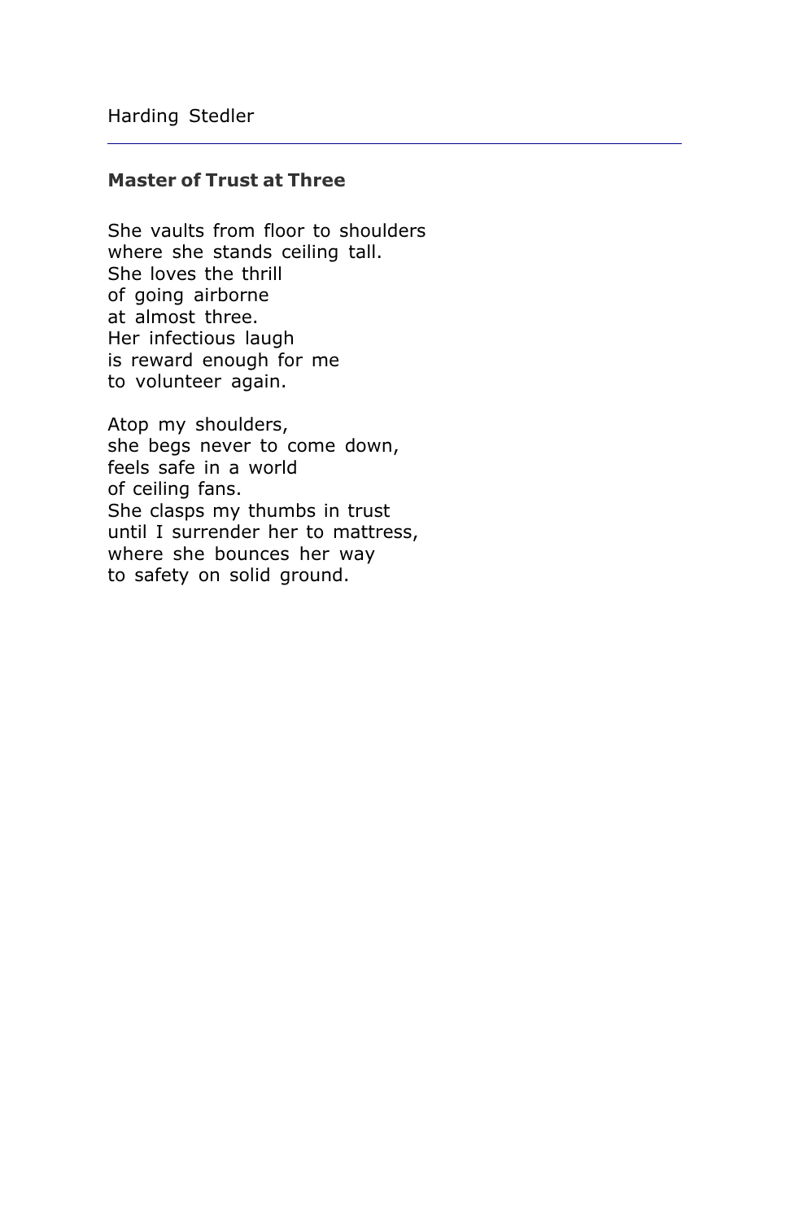Harding Stedler

### Master of Trust at Three

She vaults from floor to shoulders
where she stands ceiling tall.
She loves the thrill
of going airborne
at almost three.
Her infectious laugh
is reward enough for me
to volunteer again.

Atop my shoulders,
she begs never to come down,
feels safe in a world
of ceiling fans.
She clasps my thumbs in trust
until I surrender her to mattress,
where she bounces her way
to safety on solid ground.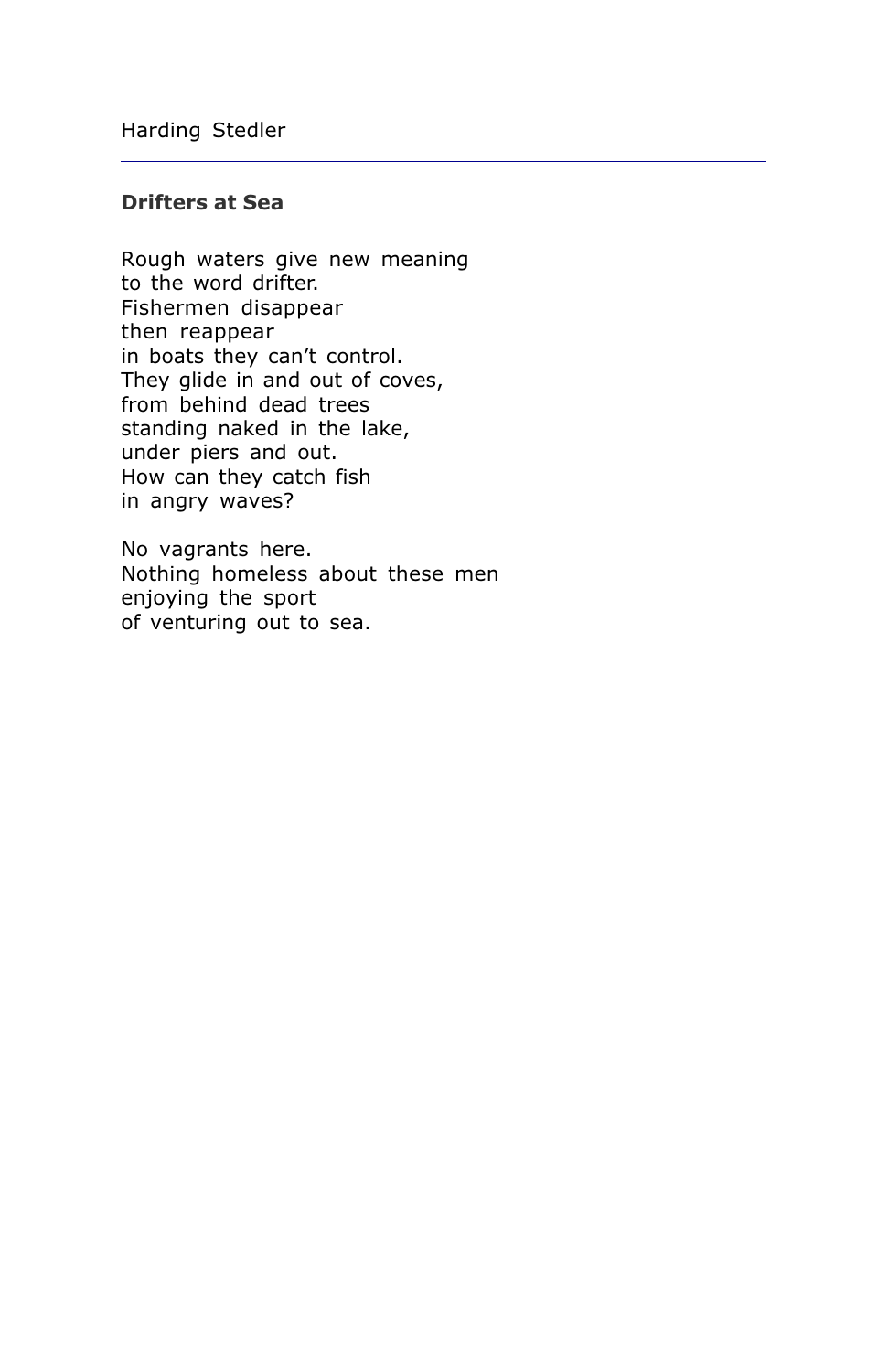Harding Stedler

---

### Drifters at Sea

Rough waters give new meaning  
to the word drifter.  
Fishermen disappear  
then reappear  
in boats they can't control.  
They glide in and out of coves,  
from behind dead trees  
standing naked in the lake,  
under piers and out.  
How can they catch fish  
in angry waves?

No vagrants here.  
Nothing homeless about these men  
enjoying the sport  
of venturing out to sea.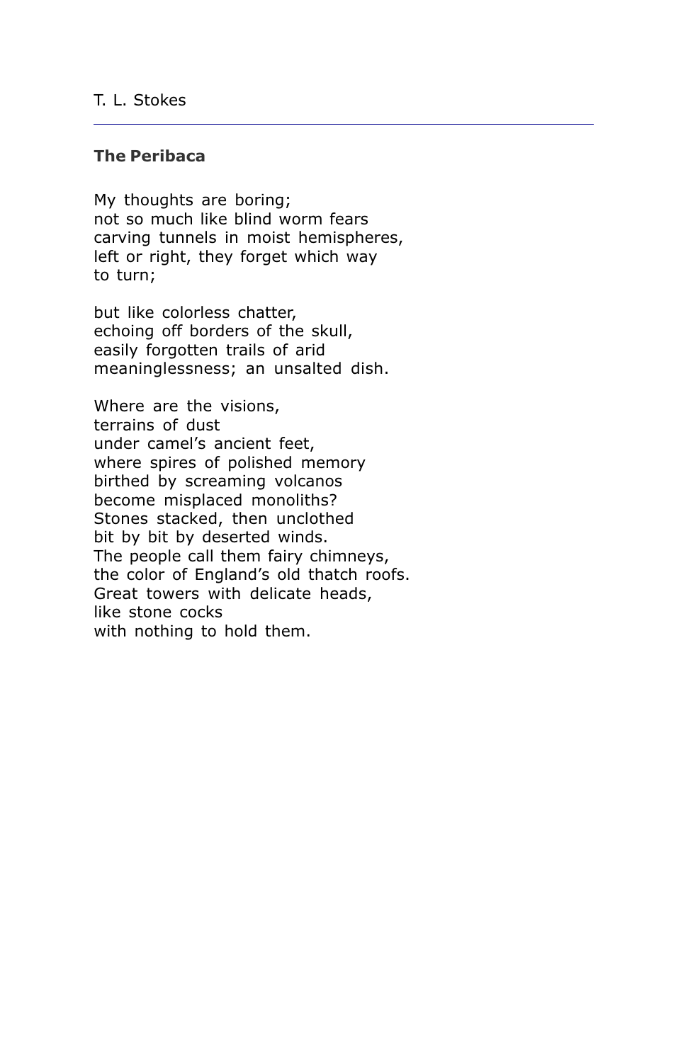T. L. Stokes

---

**The Peribaca**

My thoughts are boring;  
not so much like blind worm fears  
carving tunnels in moist hemispheres,  
left or right, they forget which way  
to turn;

but like colorless chatter,  
echoing off borders of the skull,  
easily forgotten trails of arid  
meaninglessness; an unsalted dish.

Where are the visions,  
terrains of dust  
under camel's ancient feet,  
where spires of polished memory  
birthed by screaming volcanos  
become misplaced monoliths?  
Stones stacked, then unclothed  
bit by bit by deserted winds.  
The people call them fairy chimneys,  
the color of England's old thatch roofs.  
Great towers with delicate heads,  
like stone cocks  
with nothing to hold them.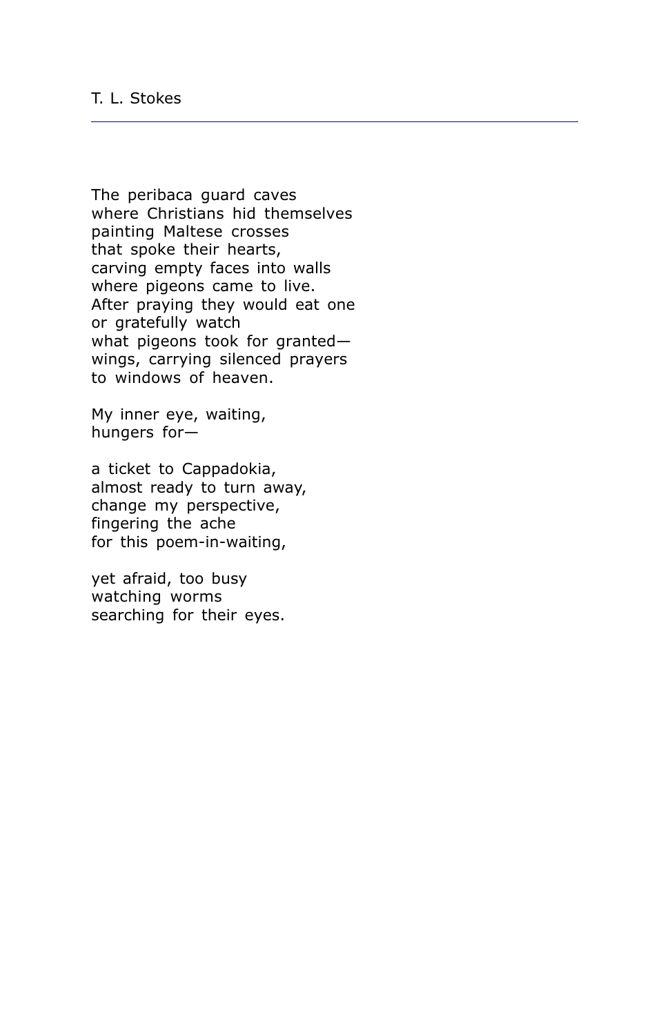T. L. Stokes

The peribaca guard caves  
where Christians hid themselves  
painting Maltese crosses  
that spoke their hearts,  
carving empty faces into walls  
where pigeons came to live.  
After praying they would eat one  
or gratefully watch  
what pigeons took for granted—  
wings, carrying silenced prayers  
to windows of heaven.

My inner eye, waiting,  
hungers for—

a ticket to Cappadokia,  
almost ready to turn away,  
change my perspective,  
fingering the ache  
for this poem-in-waiting,

yet afraid, too busy  
watching worms  
searching for their eyes.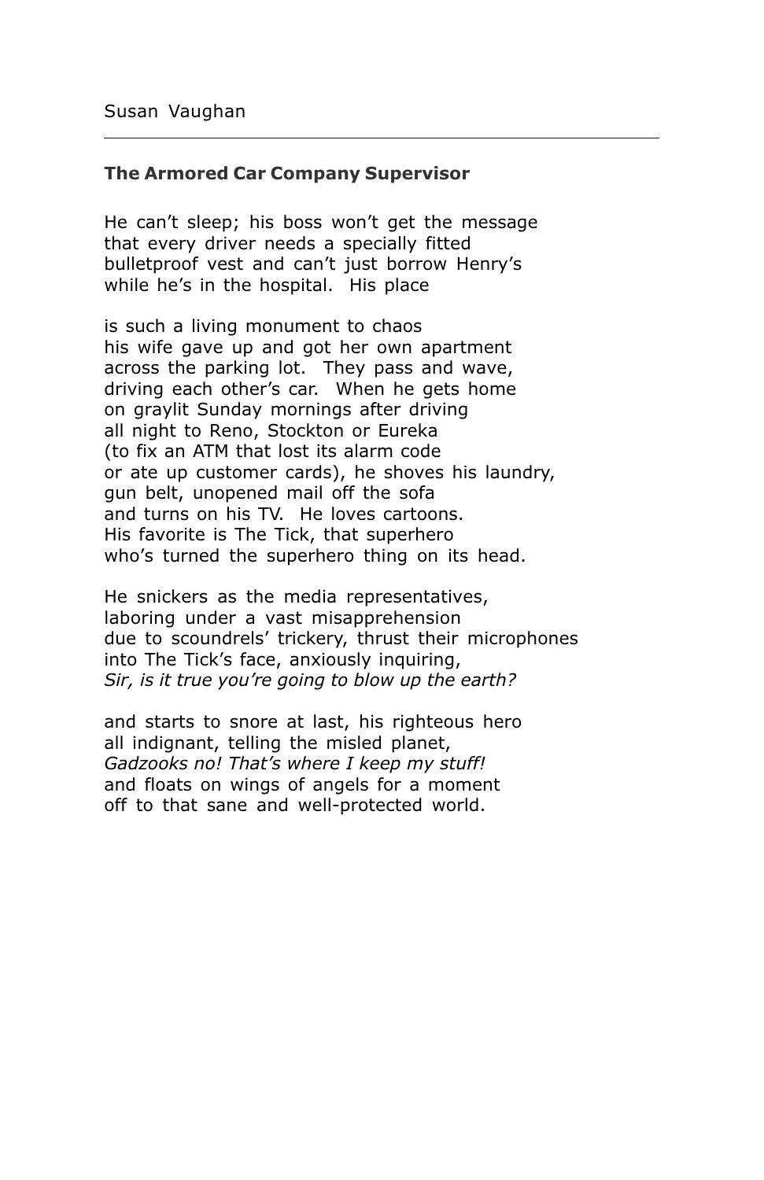Susan Vaughan

### **The Armored Car Company Supervisor**

He can't sleep; his boss won't get the message  
that every driver needs a specially fitted  
bulletproof vest and can't just borrow Henry's  
while he's in the hospital. His place

is such a living monument to chaos  
his wife gave up and got her own apartment  
across the parking lot. They pass and wave,  
driving each other's car. When he gets home  
on graylit Sunday mornings after driving  
all night to Reno, Stockton or Eureka  
(to fix an ATM that lost its alarm code  
or ate up customer cards), he shoves his laundry,  
gun belt, unopened mail off the sofa  
and turns on his TV. He loves cartoons.  
His favorite is The Tick, that superhero  
who's turned the superhero thing on its head.

He snickers as the media representatives,  
laboring under a vast misapprehension  
due to scoundrels' trickery, thrust their microphones  
into The Tick's face, anxiously inquiring,  
*Sir, is it true you're going to blow up the earth?*

and starts to snore at last, his righteous hero  
all indignant, telling the misled planet,  
*Gadzooks no! That's where I keep my stuff!*  
and floats on wings of angels for a moment  
off to that sane and well-protected world.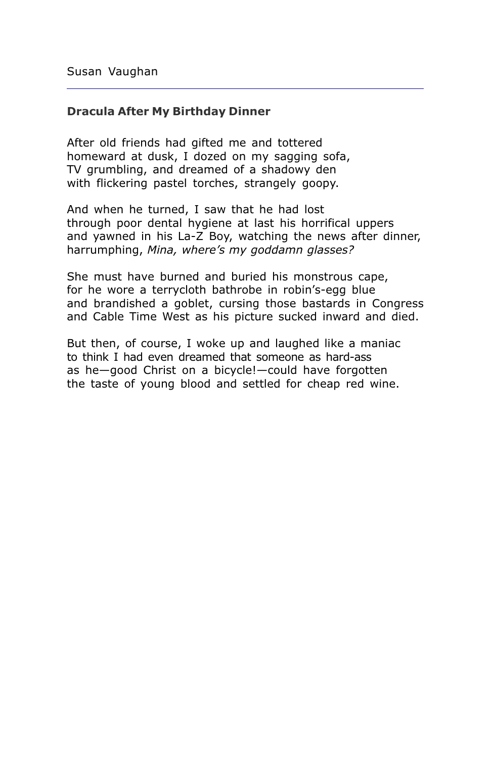Susan Vaughan

---

**Dracula After My Birthday Dinner**

After old friends had gifted me and tottered  
homeward at dusk, I dozed on my sagging sofa,  
TV grumbling, and dreamed of a shadowy den  
with flickering pastel torches, strangely goopy.

And when he turned, I saw that he had lost  
through poor dental hygiene at last his horrifical uppers  
and yawned in his La-Z Boy, watching the news after dinner,  
harrumphing, *Mina, where's my goddamn glasses?*

She must have burned and buried his monstrous cape,  
for he wore a terrycloth bathrobe in robin's-egg blue  
and brandished a goblet, cursing those bastards in Congress  
and Cable Time West as his picture sucked inward and died.

But then, of course, I woke up and laughed like a maniac  
to think I had even dreamed that someone as hard-ass  
as he—good Christ on a bicycle!—could have forgotten  
the taste of young blood and settled for cheap red wine.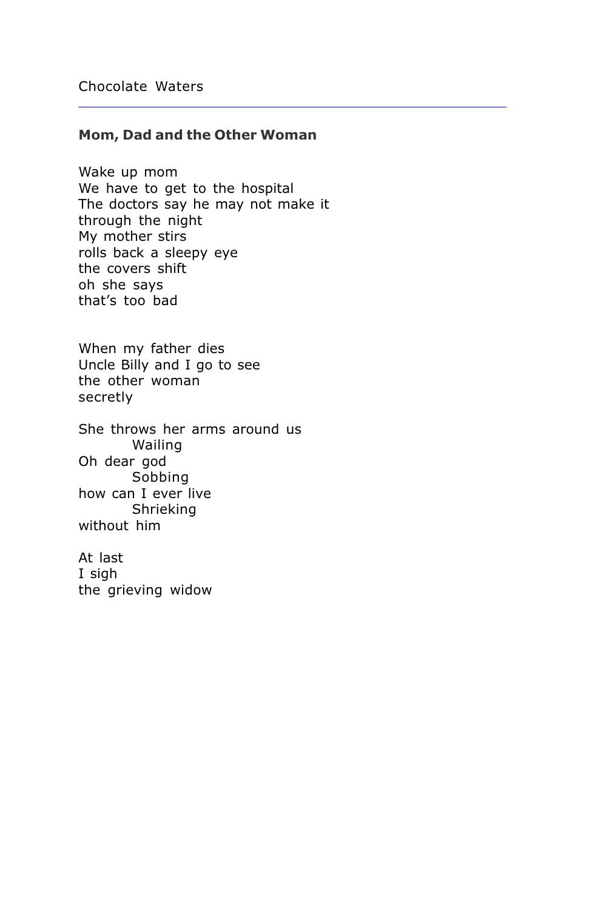## Mom, Dad and the Other Woman

Wake up mom  
We have to get to the hospital  
The doctors say he may not make it  
through the night  
My mother stirs  
rolls back a sleepy eye  
the covers shift  
oh she says  
that's too bad

When my father dies  
Uncle Billy and I go to see  
the other woman  
secretly

She throws her arms around us  
        Wailing  
Oh dear god  
        Sobbing  
how can I ever live  
        Shrieking  
without him

At last  
I sigh  
the grieving widow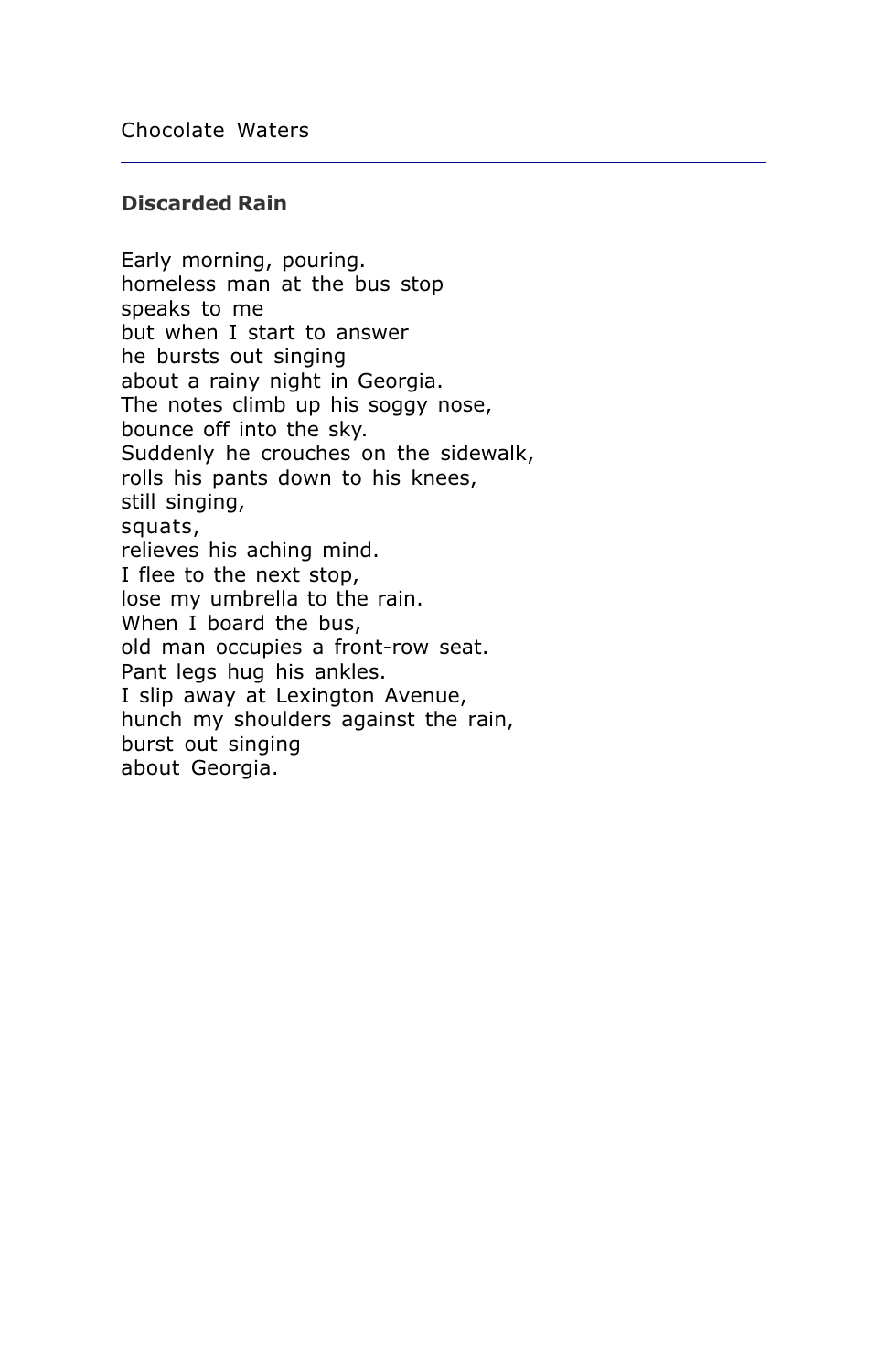## Discarded Rain

Early morning, pouring.  
homeless man at the bus stop  
speaks to me  
but when I start to answer  
he bursts out singing  
about a rainy night in Georgia.  
The notes climb up his soggy nose,  
bounce off into the sky.  
Suddenly he crouches on the sidewalk,  
rolls his pants down to his knees,  
still singing,  
squats,  
relieves his aching mind.  
I flee to the next stop,  
lose my umbrella to the rain.  
When I board the bus,  
old man occupies a front-row seat.  
Pant legs hug his ankles.  
I slip away at Lexington Avenue,  
hunch my shoulders against the rain,  
burst out singing  
about Georgia.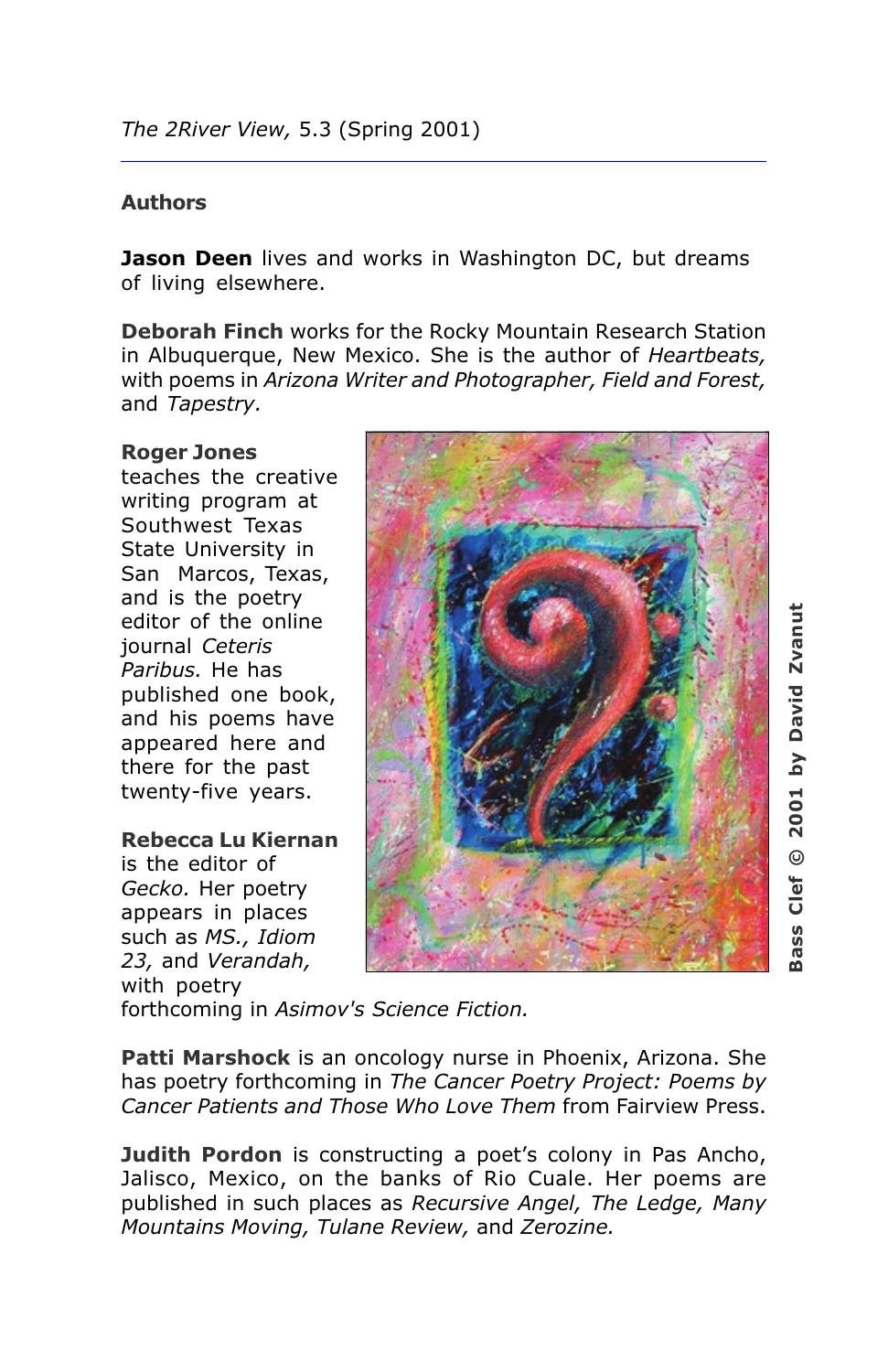## Authors

**Jason Deen** lives and works in Washington DC, but dreams of living elsewhere.

**Deborah Finch** works for the Rocky Mountain Research Station in Albuquerque, New Mexico. She is the author of *Heartbeats,* with poems in *Arizona Writer and Photographer, Field and Forest,* and *Tapestry.*

**Roger Jones** teaches the creative writing program at Southwest Texas State University in San Marcos, Texas, and is the poetry editor of the online journal *Ceteris Paribus.* He has published one book, and his poems have appeared here and there for the past twenty-five years.

**Rebecca Lu Kiernan** is the editor of *Gecko.* Her poetry appears in places such as *MS., Idiom 23,* and *Verandah,* with poetry forthcoming in *Asimov's Science Fiction.*

Bass Clef © 2001 by David Zvanut

**Patti Marshock** is an oncology nurse in Phoenix, Arizona. She has poetry forthcoming in *The Cancer Poetry Project: Poems by Cancer Patients and Those Who Love Them* from Fairview Press.

**Judith Pordon** is constructing a poet's colony in Pas Ancho, Jalisco, Mexico, on the banks of Rio Cuale. Her poems are published in such places as *Recursive Angel, The Ledge, Many Mountains Moving, Tulane Review,* and *Zerozine.*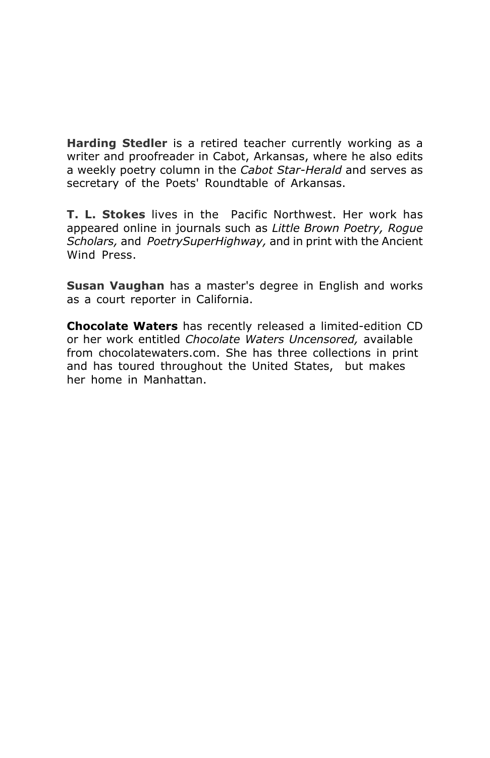**Harding Stedler** is a retired teacher currently working as a writer and proofreader in Cabot, Arkansas, where he also edits a weekly poetry column in the *Cabot Star-Herald* and serves as secretary of the Poets' Roundtable of Arkansas.

**T. L. Stokes** lives in the Pacific Northwest. Her work has appeared online in journals such as *Little Brown Poetry, Rogue Scholars,* and *PoetrySuperHighway,* and in print with the Ancient Wind Press.

**Susan Vaughan** has a master's degree in English and works as a court reporter in California.

**Chocolate Waters** has recently released a limited-edition CD or her work entitled *Chocolate Waters Uncensored,* available from chocolatewaters.com. She has three collections in print and has toured throughout the United States, but makes her home in Manhattan.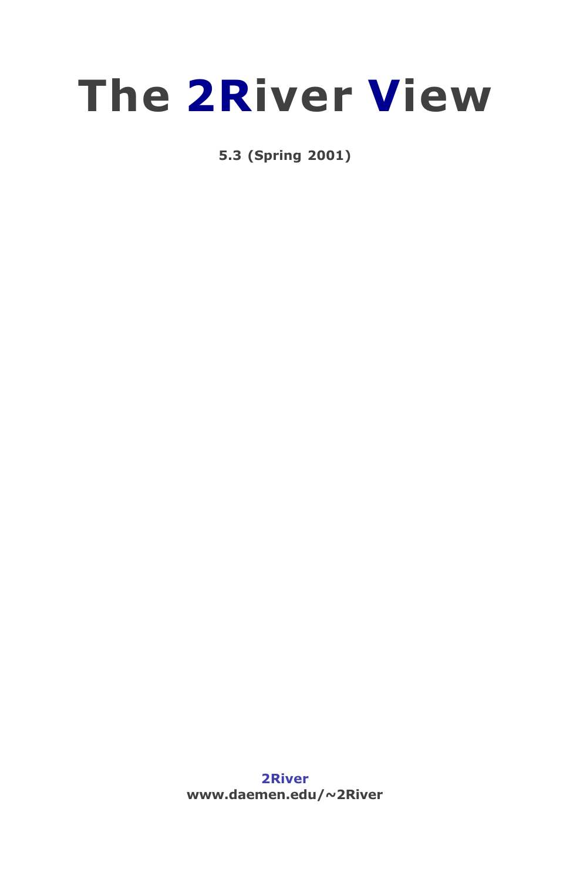# The 2River View

**5.3 (Spring 2001)**

**2River**
**www.daemen.edu/~2River**